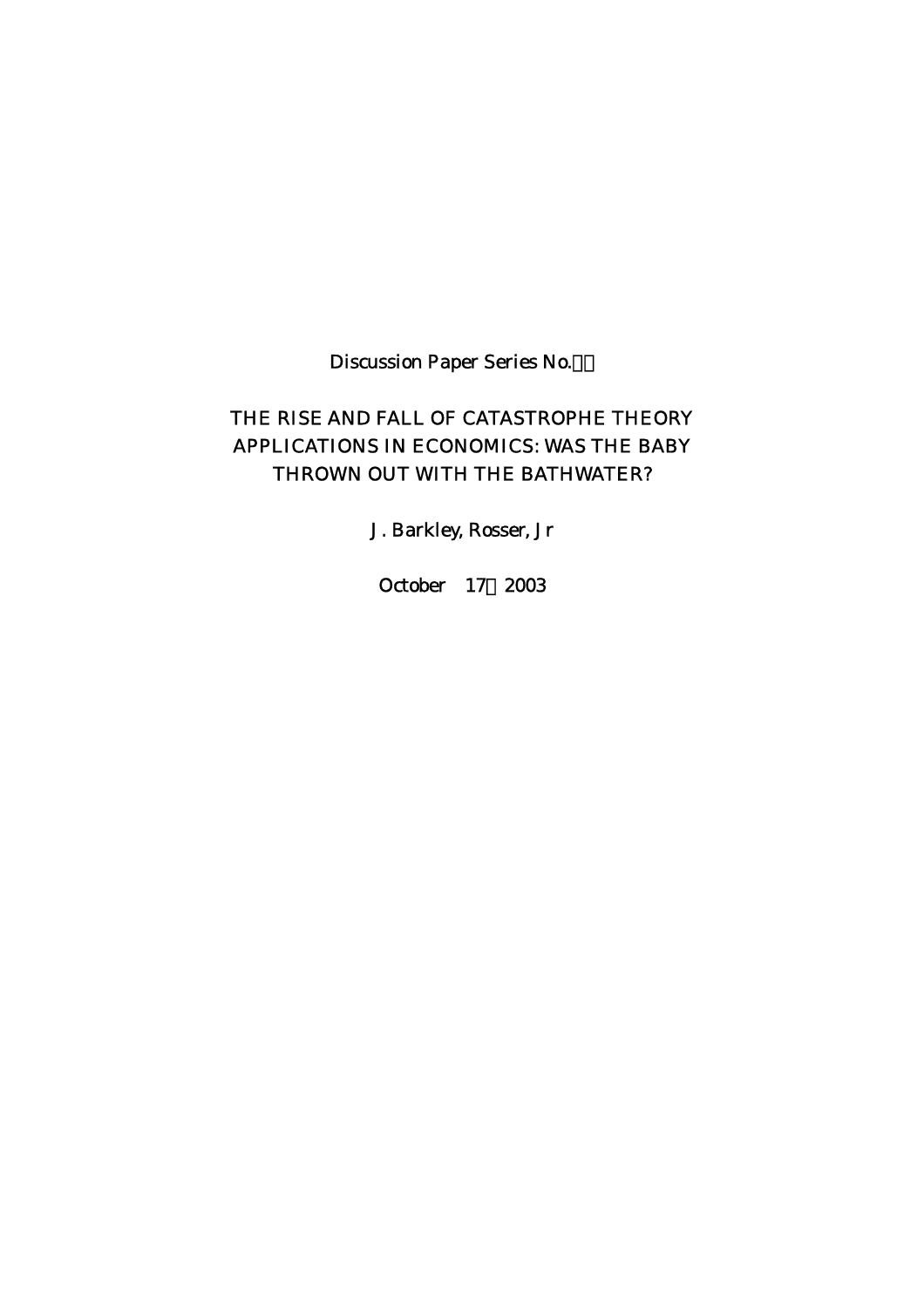Discussion Paper Series No.

# THE RISE AND FALL OF CATASTROPHE THEORY APPLICATIONS IN ECONOMICS: WAS THE BABY THROWN OUT WITH THE BATHWATER?

J. Barkley, Rosser, Jr

October 17 2003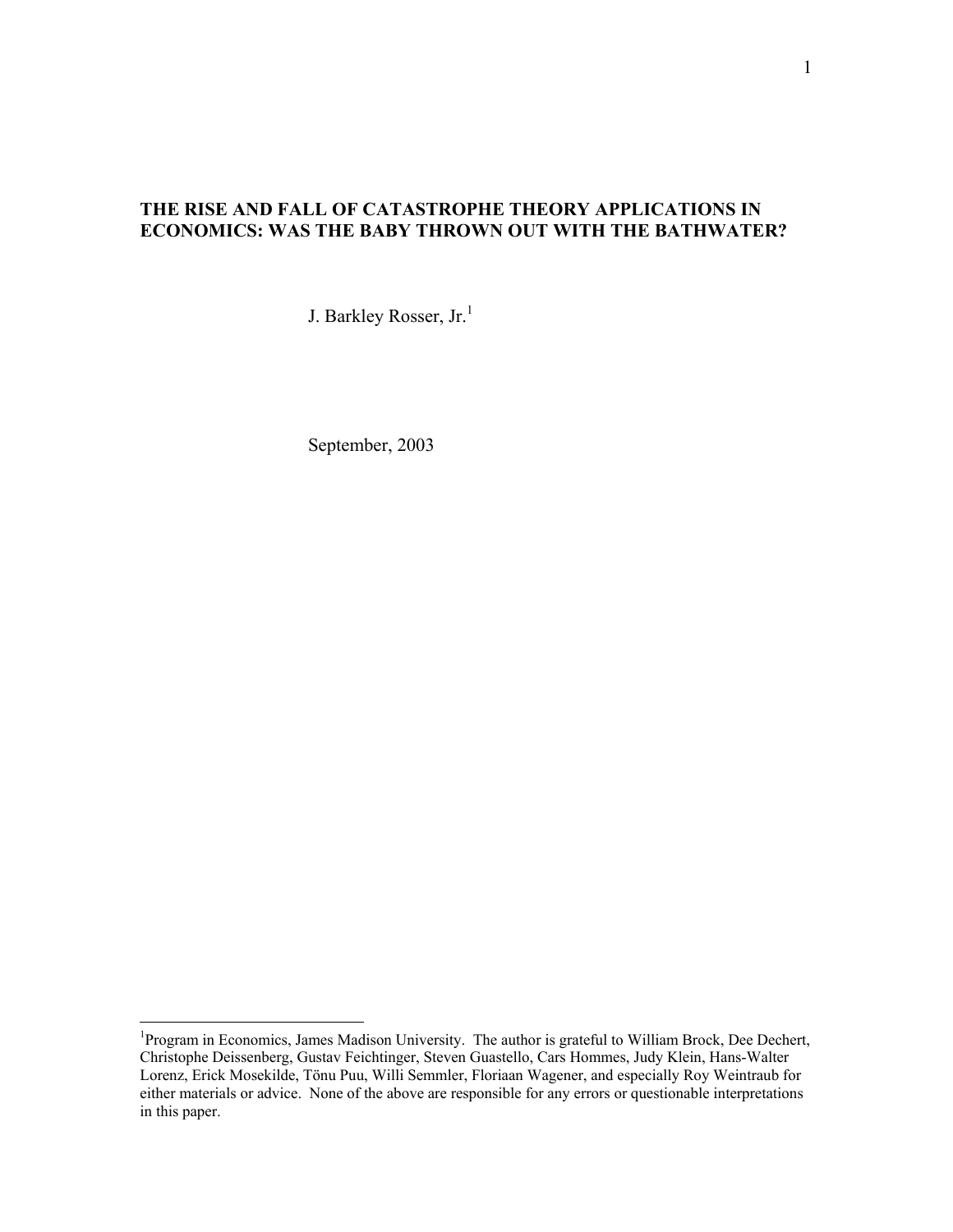# THE RISE AND FALL OF CATASTROPHE THEORY APPLICATIONS IN ECONOMICS: WAS THE BABY THROWN OUT WITH THE BATHWATER?

J. Barkley Rosser, Jr.[1]

September, 2003

---

[1] Program in Economics, James Madison University. The author is grateful to William Brock, Dee Dechert, Christophe Deissenberg, Gustav Feichtinger, Steven Guastello, Cars Hommes, Judy Klein, Hans-Walter Lorenz, Erick Mosekilde, Tönu Puu, Willi Semmler, Floriaan Wagener, and especially Roy Weintraub for either materials or advice. None of the above are responsible for any errors or questionable interpretations in this paper.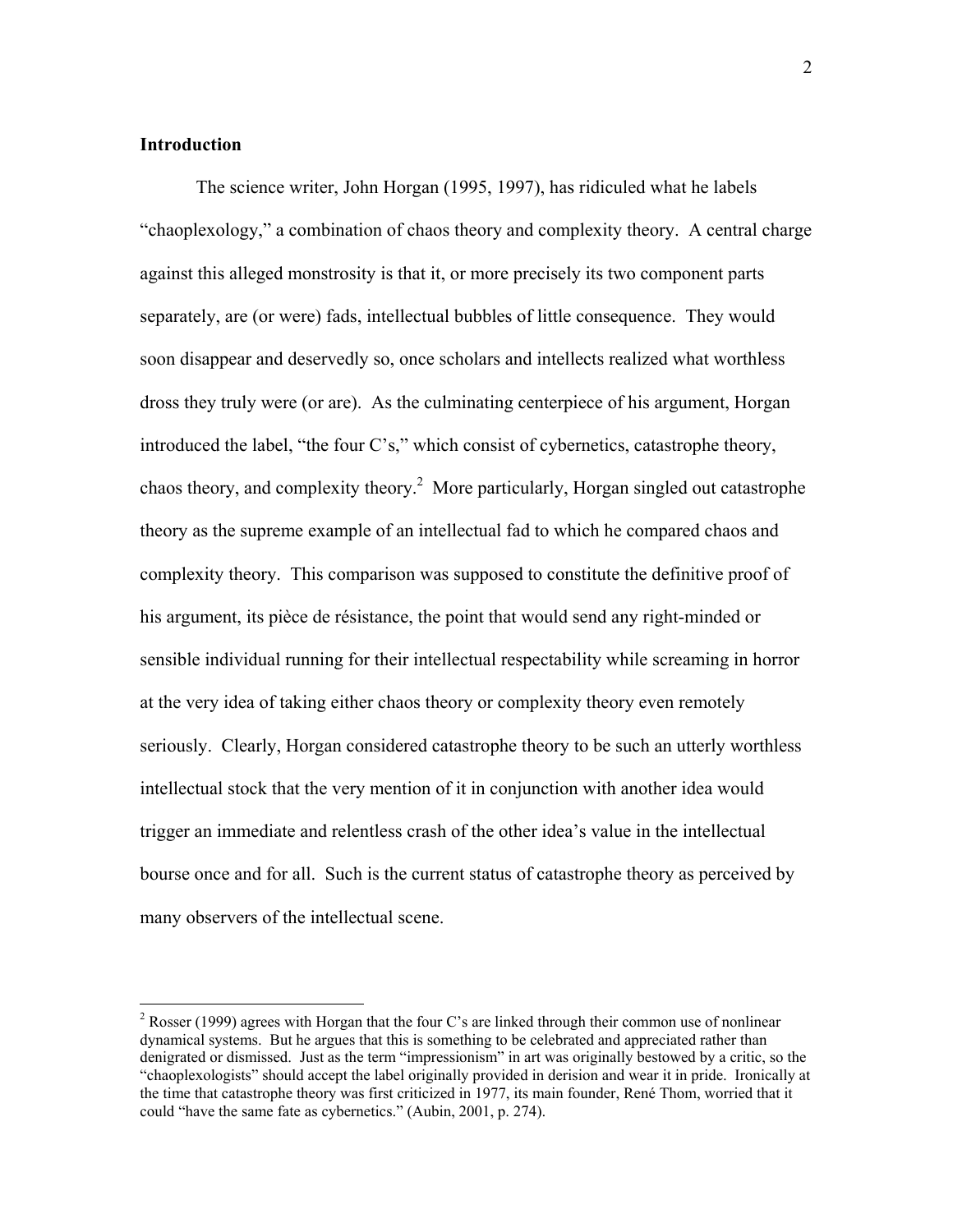## Introduction

The science writer, John Horgan (1995, 1997), has ridiculed what he labels "chaoplexology," a combination of chaos theory and complexity theory. A central charge against this alleged monstrosity is that it, or more precisely its two component parts separately, are (or were) fads, intellectual bubbles of little consequence. They would soon disappear and deservedly so, once scholars and intellects realized what worthless dross they truly were (or are). As the culminating centerpiece of his argument, Horgan introduced the label, "the four C's," which consist of cybernetics, catastrophe theory, chaos theory, and complexity theory.[2] More particularly, Horgan singled out catastrophe theory as the supreme example of an intellectual fad to which he compared chaos and complexity theory. This comparison was supposed to constitute the definitive proof of his argument, its pièce de résistance, the point that would send any right-minded or sensible individual running for their intellectual respectability while screaming in horror at the very idea of taking either chaos theory or complexity theory even remotely seriously. Clearly, Horgan considered catastrophe theory to be such an utterly worthless intellectual stock that the very mention of it in conjunction with another idea would trigger an immediate and relentless crash of the other idea's value in the intellectual bourse once and for all. Such is the current status of catastrophe theory as perceived by many observers of the intellectual scene.

---

[2] Rosser (1999) agrees with Horgan that the four C's are linked through their common use of nonlinear dynamical systems. But he argues that this is something to be celebrated and appreciated rather than denigrated or dismissed. Just as the term "impressionism" in art was originally bestowed by a critic, so the "chaoplexologists" should accept the label originally provided in derision and wear it in pride. Ironically at the time that catastrophe theory was first criticized in 1977, its main founder, René Thom, worried that it could "have the same fate as cybernetics." (Aubin, 2001, p. 274).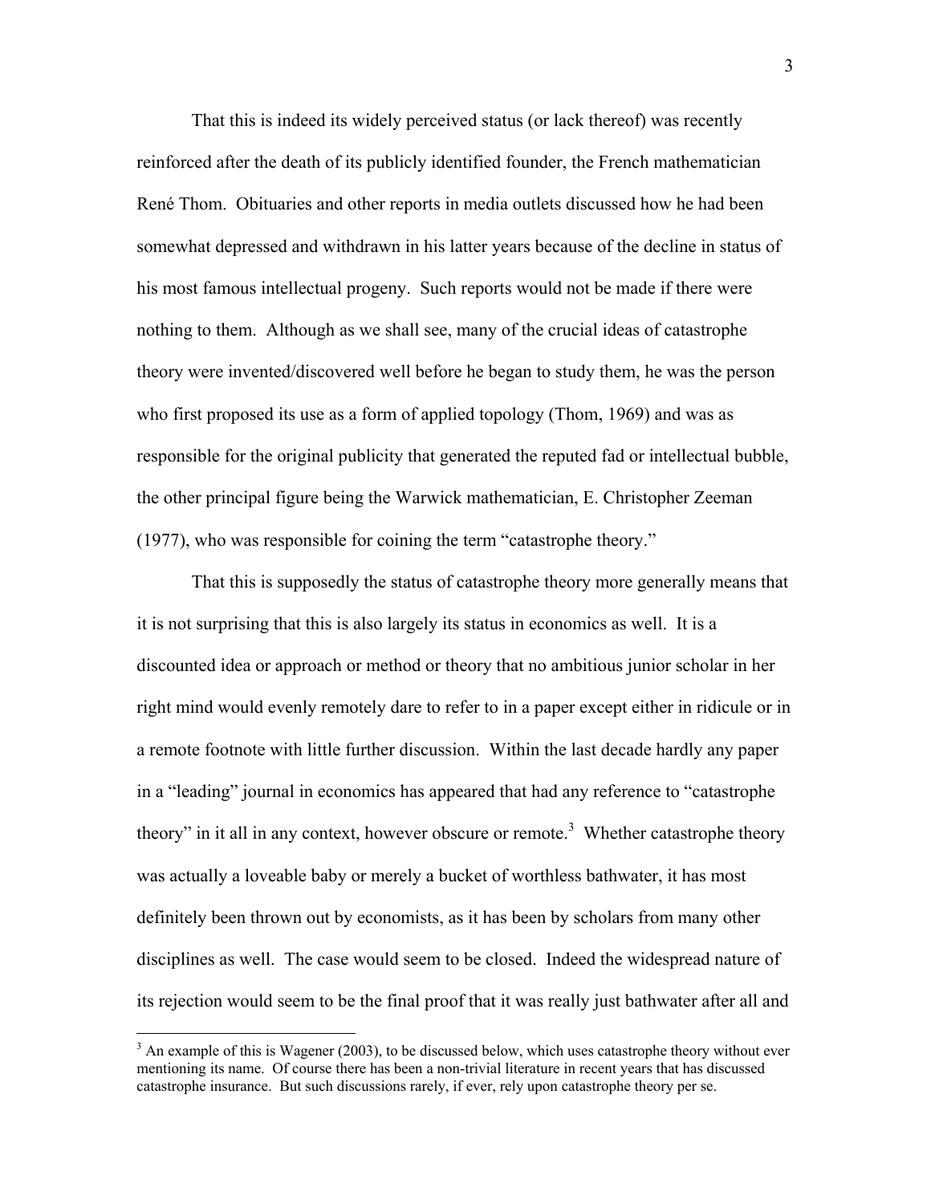That this is indeed its widely perceived status (or lack thereof) was recently reinforced after the death of its publicly identified founder, the French mathematician René Thom. Obituaries and other reports in media outlets discussed how he had been somewhat depressed and withdrawn in his latter years because of the decline in status of his most famous intellectual progeny. Such reports would not be made if there were nothing to them. Although as we shall see, many of the crucial ideas of catastrophe theory were invented/discovered well before he began to study them, he was the person who first proposed its use as a form of applied topology (Thom, 1969) and was as responsible for the original publicity that generated the reputed fad or intellectual bubble, the other principal figure being the Warwick mathematician, E. Christopher Zeeman (1977), who was responsible for coining the term "catastrophe theory."

That this is supposedly the status of catastrophe theory more generally means that it is not surprising that this is also largely its status in economics as well. It is a discounted idea or approach or method or theory that no ambitious junior scholar in her right mind would evenly remotely dare to refer to in a paper except either in ridicule or in a remote footnote with little further discussion. Within the last decade hardly any paper in a "leading" journal in economics has appeared that had any reference to "catastrophe theory" in it all in any context, however obscure or remote.[3] Whether catastrophe theory was actually a loveable baby or merely a bucket of worthless bathwater, it has most definitely been thrown out by economists, as it has been by scholars from many other disciplines as well. The case would seem to be closed. Indeed the widespread nature of its rejection would seem to be the final proof that it was really just bathwater after all and

[3] An example of this is Wagener (2003), to be discussed below, which uses catastrophe theory without ever mentioning its name. Of course there has been a non-trivial literature in recent years that has discussed catastrophe insurance. But such discussions rarely, if ever, rely upon catastrophe theory per se.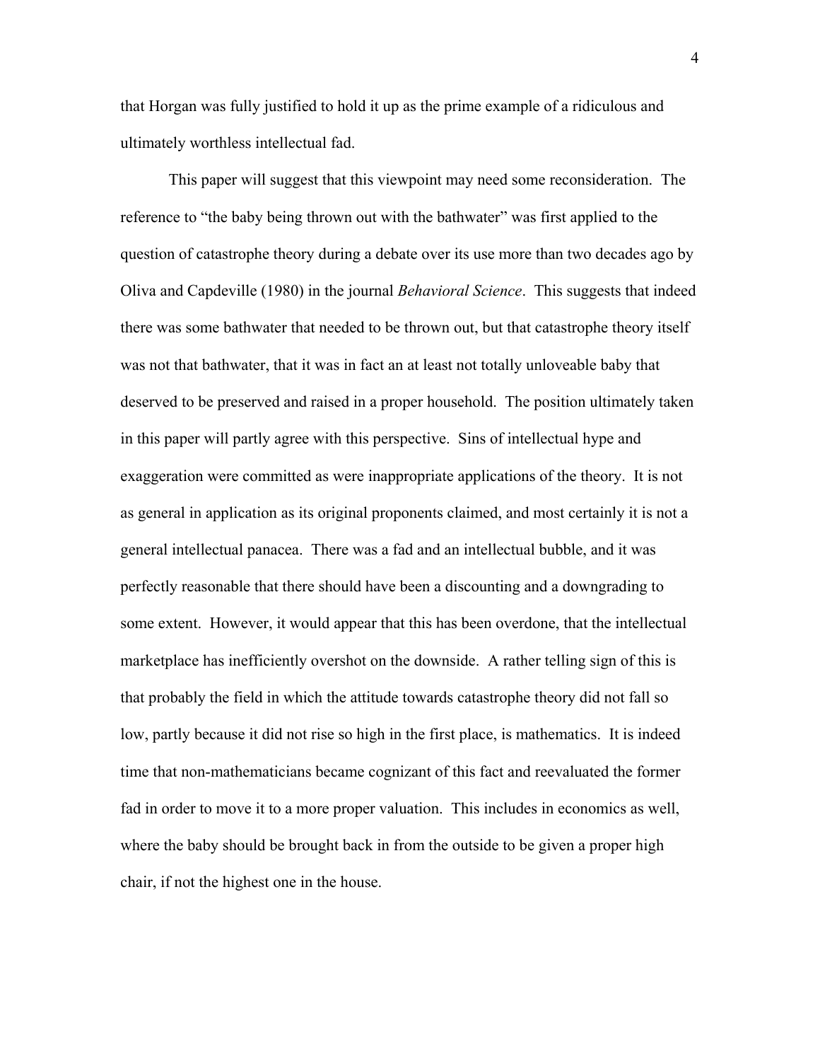that Horgan was fully justified to hold it up as the prime example of a ridiculous and ultimately worthless intellectual fad.

This paper will suggest that this viewpoint may need some reconsideration. The reference to "the baby being thrown out with the bathwater" was first applied to the question of catastrophe theory during a debate over its use more than two decades ago by Oliva and Capdeville (1980) in the journal *Behavioral Science*. This suggests that indeed there was some bathwater that needed to be thrown out, but that catastrophe theory itself was not that bathwater, that it was in fact an at least not totally unloveable baby that deserved to be preserved and raised in a proper household. The position ultimately taken in this paper will partly agree with this perspective. Sins of intellectual hype and exaggeration were committed as were inappropriate applications of the theory. It is not as general in application as its original proponents claimed, and most certainly it is not a general intellectual panacea. There was a fad and an intellectual bubble, and it was perfectly reasonable that there should have been a discounting and a downgrading to some extent. However, it would appear that this has been overdone, that the intellectual marketplace has inefficiently overshot on the downside. A rather telling sign of this is that probably the field in which the attitude towards catastrophe theory did not fall so low, partly because it did not rise so high in the first place, is mathematics. It is indeed time that non-mathematicians became cognizant of this fact and reevaluated the former fad in order to move it to a more proper valuation. This includes in economics as well, where the baby should be brought back in from the outside to be given a proper high chair, if not the highest one in the house.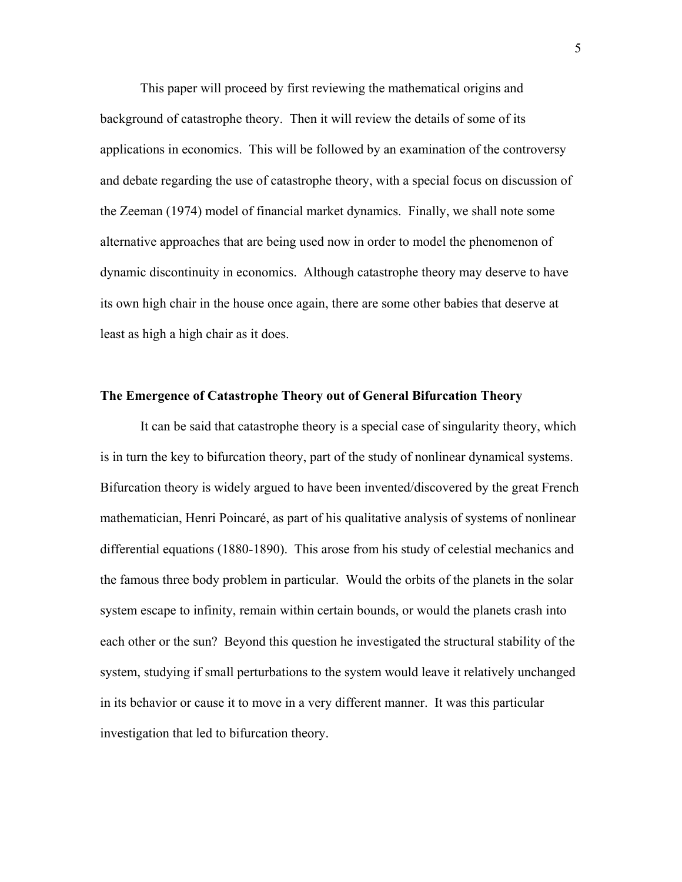This paper will proceed by first reviewing the mathematical origins and background of catastrophe theory. Then it will review the details of some of its applications in economics. This will be followed by an examination of the controversy and debate regarding the use of catastrophe theory, with a special focus on discussion of the Zeeman (1974) model of financial market dynamics. Finally, we shall note some alternative approaches that are being used now in order to model the phenomenon of dynamic discontinuity in economics. Although catastrophe theory may deserve to have its own high chair in the house once again, there are some other babies that deserve at least as high a high chair as it does.

**The Emergence of Catastrophe Theory out of General Bifurcation Theory**

It can be said that catastrophe theory is a special case of singularity theory, which is in turn the key to bifurcation theory, part of the study of nonlinear dynamical systems. Bifurcation theory is widely argued to have been invented/discovered by the great French mathematician, Henri Poincaré, as part of his qualitative analysis of systems of nonlinear differential equations (1880-1890). This arose from his study of celestial mechanics and the famous three body problem in particular. Would the orbits of the planets in the solar system escape to infinity, remain within certain bounds, or would the planets crash into each other or the sun? Beyond this question he investigated the structural stability of the system, studying if small perturbations to the system would leave it relatively unchanged in its behavior or cause it to move in a very different manner. It was this particular investigation that led to bifurcation theory.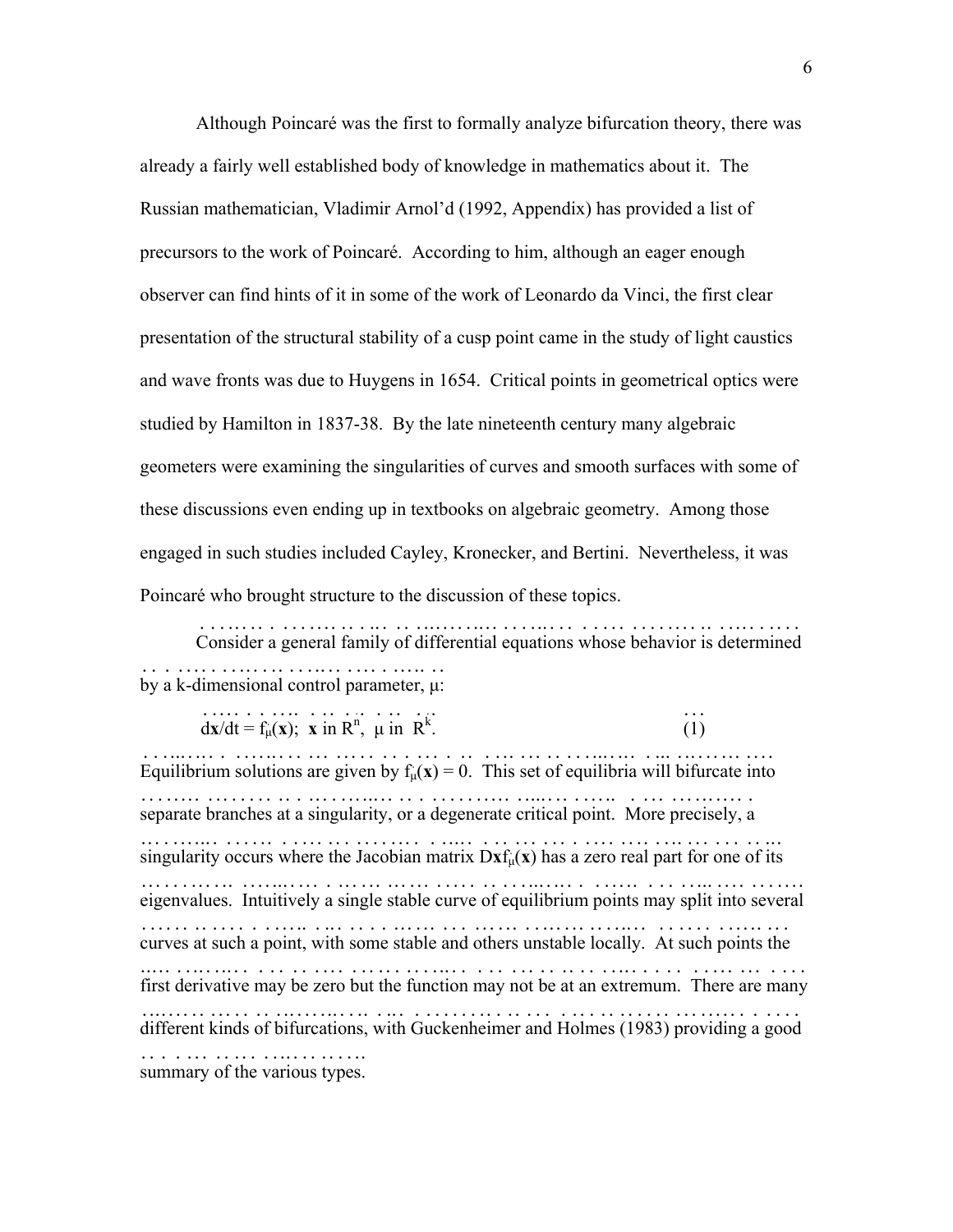Although Poincaré was the first to formally analyze bifurcation theory, there was already a fairly well established body of knowledge in mathematics about it. The Russian mathematician, Vladimir Arnol'd (1992, Appendix) has provided a list of precursors to the work of Poincaré. According to him, although an eager enough observer can find hints of it in some of the work of Leonardo da Vinci, the first clear presentation of the structural stability of a cusp point came in the study of light caustics and wave fronts was due to Huygens in 1654. Critical points in geometrical optics were studied by Hamilton in 1837-38. By the late nineteenth century many algebraic geometers were examining the singularities of curves and smooth surfaces with some of these discussions even ending up in textbooks on algebraic geometry. Among those engaged in such studies included Cayley, Kronecker, and Bertini. Nevertheless, it was Poincaré who brought structure to the discussion of these topics.

Consider a general family of differential equations whose behavior is determined by a k-dimensional control parameter, μ:

$$d\mathbf{x}/dt = f_\mu(\mathbf{x}); \ \mathbf{x} \text{ in } R^n, \ \mu \text{ in } R^k. \quad (1)$$

Equilibrium solutions are given by $f_\mu(\mathbf{x}) = 0$. This set of equilibria will bifurcate into separate branches at a singularity, or a degenerate critical point. More precisely, a singularity occurs where the Jacobian matrix $D\mathbf{x}f_\mu(\mathbf{x})$ has a zero real part for one of its eigenvalues. Intuitively a single stable curve of equilibrium points may split into several curves at such a point, with some stable and others unstable locally. At such points the first derivative may be zero but the function may not be at an extremum. There are many different kinds of bifurcations, with Guckenheimer and Holmes (1983) providing a good summary of the various types.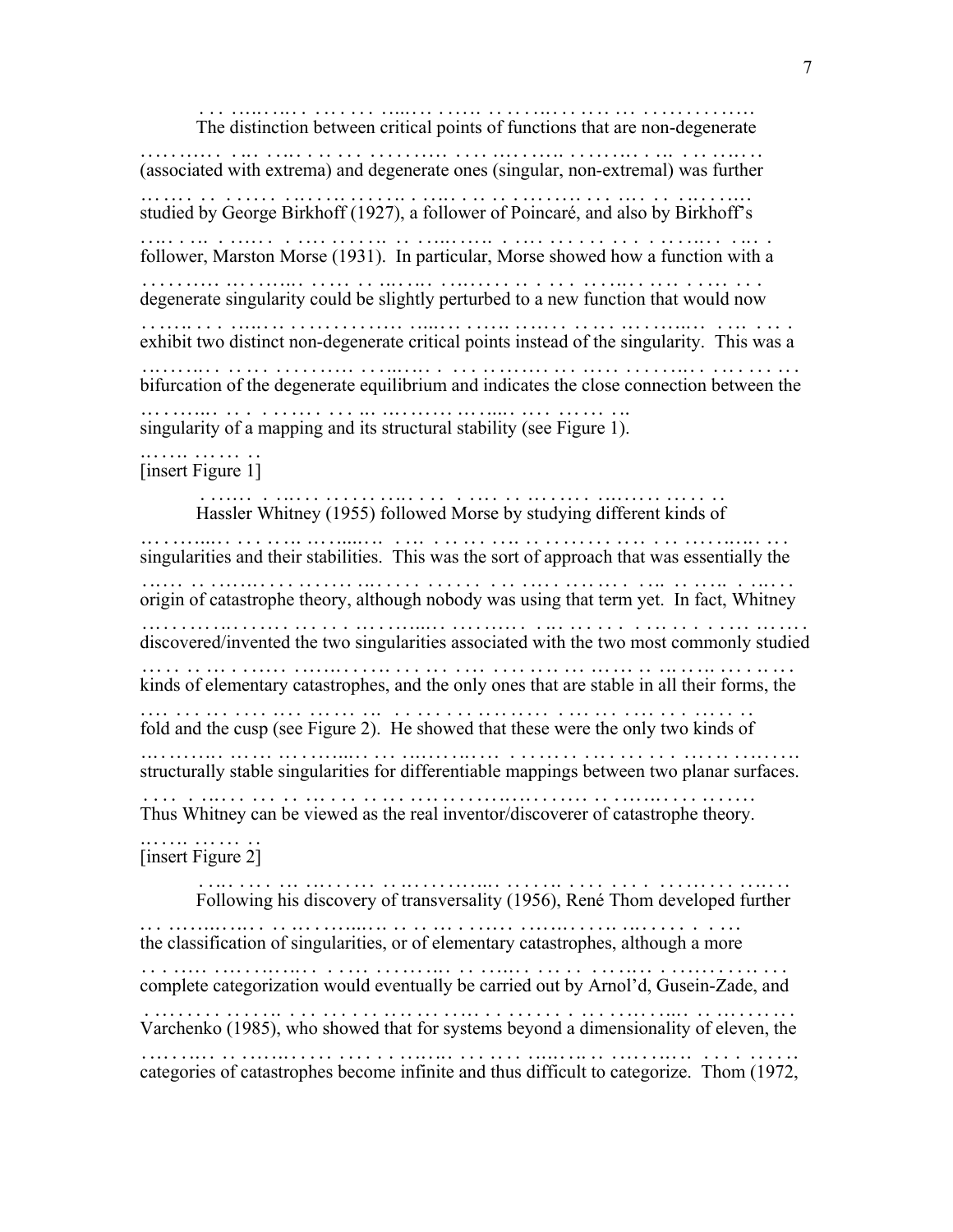The distinction between critical points of functions that are non-degenerate (associated with extrema) and degenerate ones (singular, non-extremal) was further studied by George Birkhoff (1927), a follower of Poincaré, and also by Birkhoff's follower, Marston Morse (1931). In particular, Morse showed how a function with a degenerate singularity could be slightly perturbed to a new function that would now exhibit two distinct non-degenerate critical points instead of the singularity. This was a bifurcation of the degenerate equilibrium and indicates the close connection between the singularity of a mapping and its structural stability (see Figure 1).

[insert Figure 1]

Hassler Whitney (1955) followed Morse by studying different kinds of singularities and their stabilities. This was the sort of approach that was essentially the origin of catastrophe theory, although nobody was using that term yet. In fact, Whitney discovered/invented the two singularities associated with the two most commonly studied kinds of elementary catastrophes, and the only ones that are stable in all their forms, the fold and the cusp (see Figure 2). He showed that these were the only two kinds of structurally stable singularities for differentiable mappings between two planar surfaces. Thus Whitney can be viewed as the real inventor/discoverer of catastrophe theory.

[insert Figure 2]

Following his discovery of transversality (1956), René Thom developed further the classification of singularities, or of elementary catastrophes, although a more complete categorization would eventually be carried out by Arnol'd, Gusein-Zade, and Varchenko (1985), who showed that for systems beyond a dimensionality of eleven, the categories of catastrophes become infinite and thus difficult to categorize. Thom (1972,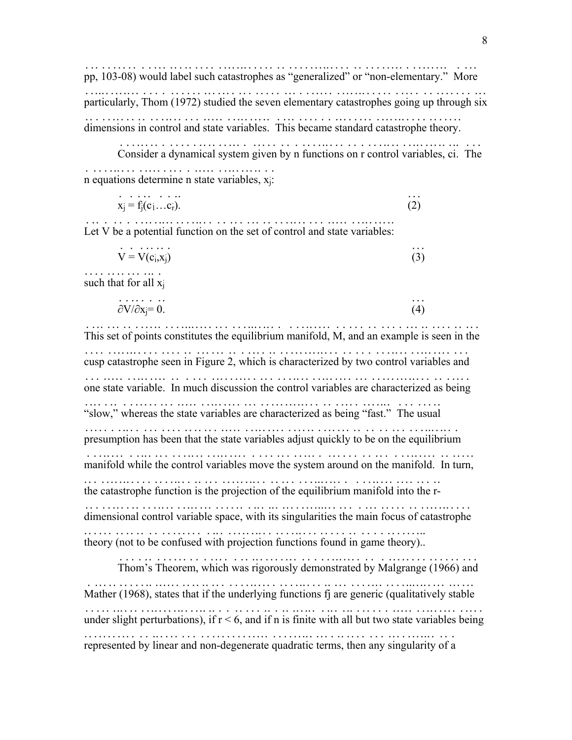pp, 103-08) would label such catastrophes as "generalized" or "non-elementary." More particularly, Thom (1972) studied the seven elementary catastrophes going up through six dimensions in control and state variables. This became standard catastrophe theory.

Consider a dynamical system given by n functions on r control variables, ci. The n equations determine n state variables, $x_j$:

$$x_j = f_j(c_1 \ldots c_r). \tag{2}$$

Let V be a potential function on the set of control and state variables:

$$V = V(c_i, x_j) \tag{3}$$

such that for all $x_j$

$$\partial V / \partial x_j = 0. \tag{4}$$

This set of points constitutes the equilibrium manifold, M, and an example is seen in the cusp catastrophe seen in Figure 2, which is characterized by two control variables and one state variable. In much discussion the control variables are characterized as being "slow," whereas the state variables are characterized as being "fast." The usual presumption has been that the state variables adjust quickly to be on the equilibrium manifold while the control variables move the system around on the manifold. In turn, the catastrophe function is the projection of the equilibrium manifold into the r-dimensional control variable space, with its singularities the main focus of catastrophe theory (not to be confused with projection functions found in game theory)..

Thom's Theorem, which was rigorously demonstrated by Malgrange (1966) and Mather (1968), states that if the underlying functions fj are generic (qualitatively stable under slight perturbations), if $r < 6$, and if n is finite with all but two state variables being represented by linear and non-degenerate quadratic terms, then any singularity of a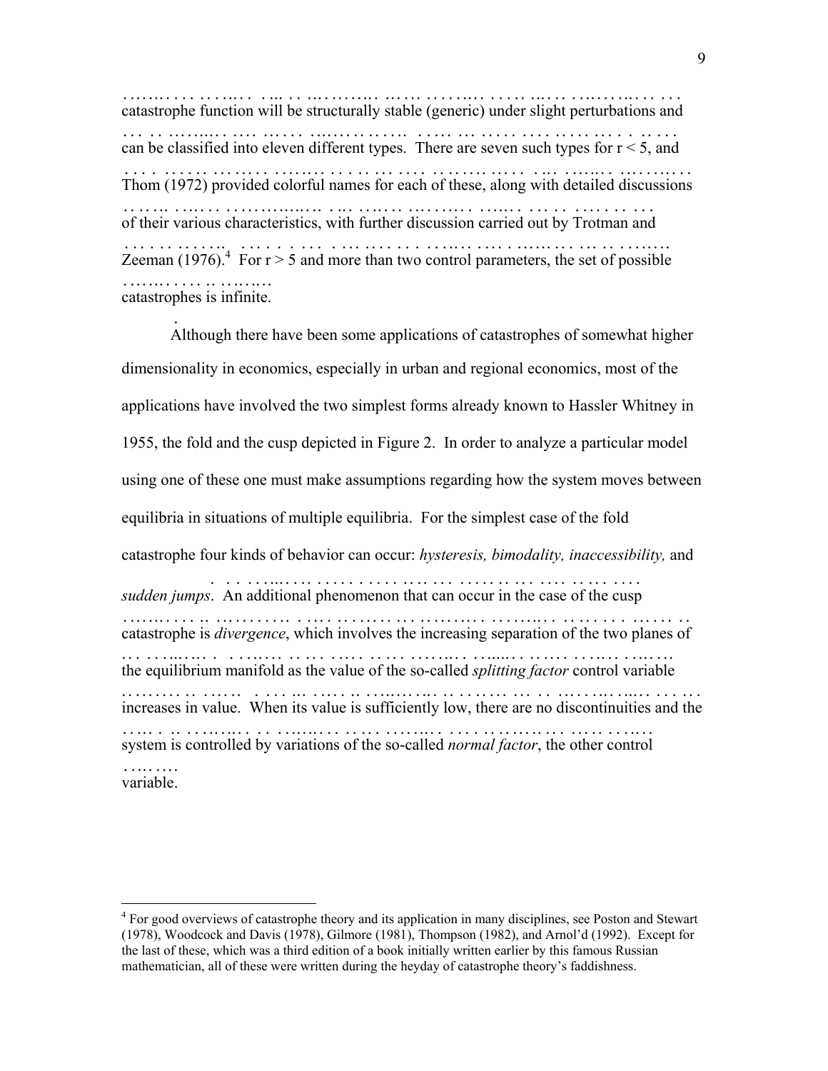catastrophe function will be structurally stable (generic) under slight perturbations and can be classified into eleven different types. There are seven such types for $r < 5$, and Thom (1972) provided colorful names for each of these, along with detailed discussions of their various characteristics, with further discussion carried out by Trotman and Zeeman (1976).[4] For $r > 5$ and more than two control parameters, the set of possible catastrophes is infinite.

Although there have been some applications of catastrophes of somewhat higher dimensionality in economics, especially in urban and regional economics, most of the applications have involved the two simplest forms already known to Hassler Whitney in 1955, the fold and the cusp depicted in Figure 2. In order to analyze a particular model using one of these one must make assumptions regarding how the system moves between equilibria in situations of multiple equilibria. For the simplest case of the fold catastrophe four kinds of behavior can occur: *hysteresis, bimodality, inaccessibility,* and *sudden jumps*. An additional phenomenon that can occur in the case of the cusp catastrophe is *divergence*, which involves the increasing separation of the two planes of the equilibrium manifold as the value of the so-called *splitting factor* control variable increases in value. When its value is sufficiently low, there are no discontinuities and the system is controlled by variations of the so-called *normal factor*, the other control variable.

---

[4] For good overviews of catastrophe theory and its application in many disciplines, see Poston and Stewart (1978), Woodcock and Davis (1978), Gilmore (1981), Thompson (1982), and Arnol'd (1992). Except for the last of these, which was a third edition of a book initially written earlier by this famous Russian mathematician, all of these were written during the heyday of catastrophe theory's faddishness.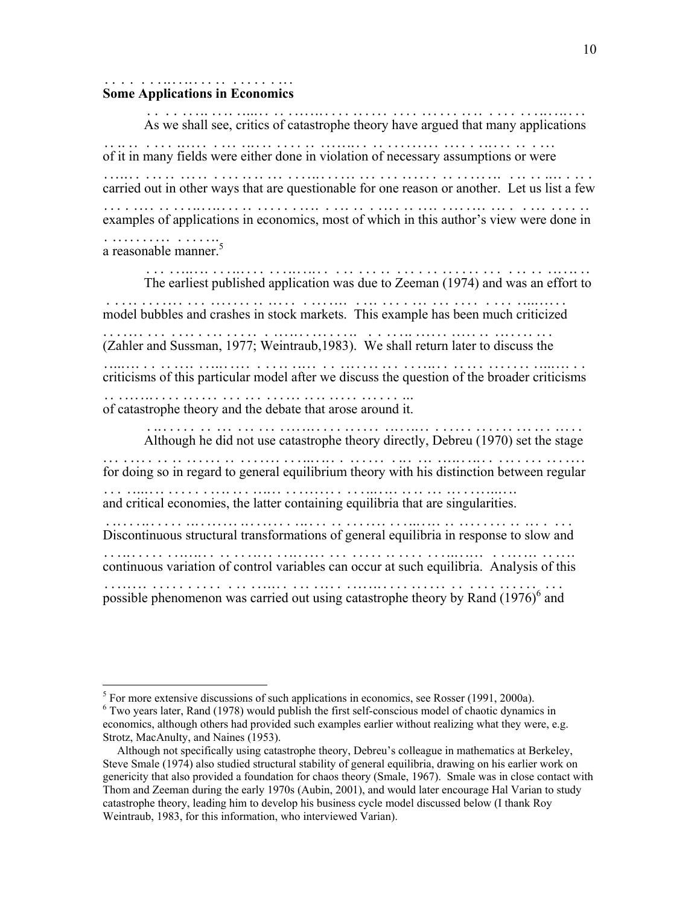## Some Applications in Economics

As we shall see, critics of catastrophe theory have argued that many applications of it in many fields were either done in violation of necessary assumptions or were carried out in other ways that are questionable for one reason or another. Let us list a few examples of applications in economics, most of which in this author's view were done in a reasonable manner.[5]

The earliest published application was due to Zeeman (1974) and was an effort to model bubbles and crashes in stock markets. This example has been much criticized (Zahler and Sussman, 1977; Weintraub,1983). We shall return later to discuss the criticisms of this particular model after we discuss the question of the broader criticisms of catastrophe theory and the debate that arose around it.

Although he did not use catastrophe theory directly, Debreu (1970) set the stage for doing so in regard to general equilibrium theory with his distinction between regular and critical economies, the latter containing equilibria that are singularities. Discontinuous structural transformations of general equilibria in response to slow and continuous variation of control variables can occur at such equilibria. Analysis of this possible phenomenon was carried out using catastrophe theory by Rand (1976)[6] and

---

[5] For more extensive discussions of such applications in economics, see Rosser (1991, 2000a).

[6] Two years later, Rand (1978) would publish the first self-conscious model of chaotic dynamics in economics, although others had provided such examples earlier without realizing what they were, e.g. Strotz, MacAnulty, and Naines (1953).

Although not specifically using catastrophe theory, Debreu's colleague in mathematics at Berkeley, Steve Smale (1974) also studied structural stability of general equilibria, drawing on his earlier work on genericity that also provided a foundation for chaos theory (Smale, 1967). Smale was in close contact with Thom and Zeeman during the early 1970s (Aubin, 2001), and would later encourage Hal Varian to study catastrophe theory, leading him to develop his business cycle model discussed below (I thank Roy Weintraub, 1983, for this information, who interviewed Varian).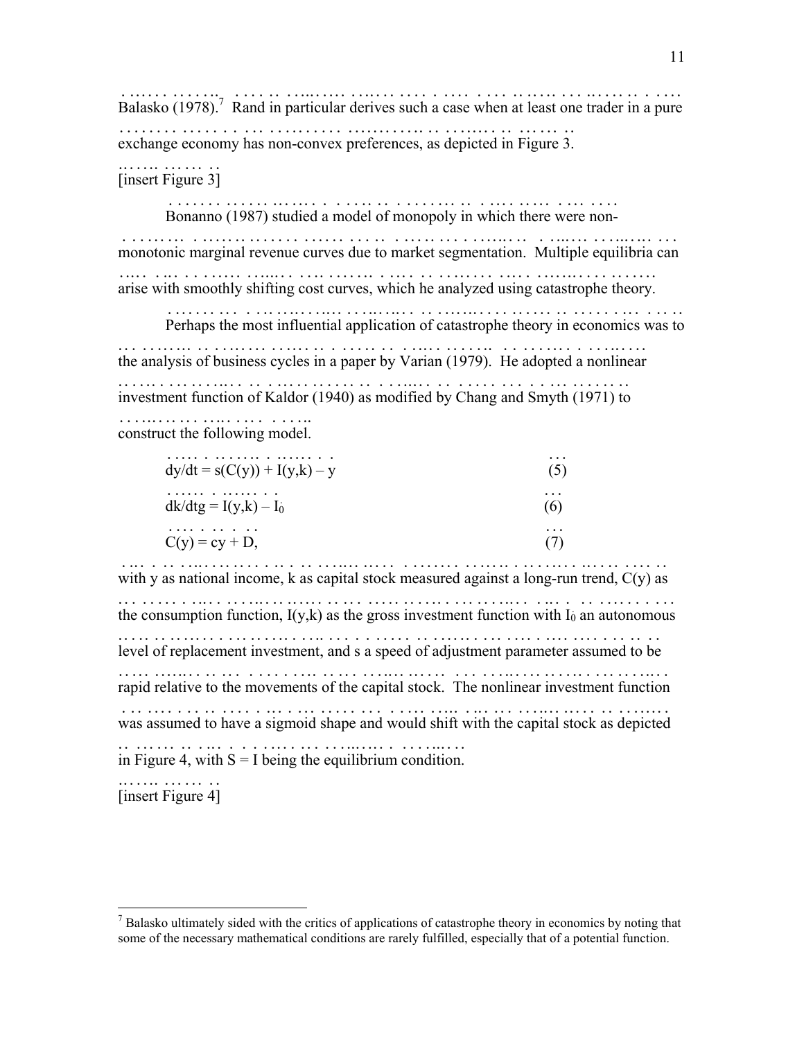Balasko (1978).[7] Rand in particular derives such a case when at least one trader in a pure exchange economy has non-convex preferences, as depicted in Figure 3.

[insert Figure 3]

Bonanno (1987) studied a model of monopoly in which there were non-monotonic marginal revenue curves due to market segmentation. Multiple equilibria can arise with smoothly shifting cost curves, which he analyzed using catastrophe theory.

Perhaps the most influential application of catastrophe theory in economics was to the analysis of business cycles in a paper by Varian (1979). He adopted a nonlinear investment function of Kaldor (1940) as modified by Chang and Smyth (1971) to construct the following model.

$$dy/dt = s(C(y)) + I(y,k) - y \tag{5}$$

$$dk/dtg = I(y,k) - I_0 \tag{6}$$

$$C(y) = cy + D, \tag{7}$$

with y as national income, k as capital stock measured against a long-run trend, $C(y)$ as the consumption function, $I(y,k)$ as the gross investment function with $I_0$ an autonomous level of replacement investment, and s a speed of adjustment parameter assumed to be rapid relative to the movements of the capital stock. The nonlinear investment function was assumed to have a sigmoid shape and would shift with the capital stock as depicted in Figure 4, with $S = I$ being the equilibrium condition.

[insert Figure 4]

[7] Balasko ultimately sided with the critics of applications of catastrophe theory in economics by noting that some of the necessary mathematical conditions are rarely fulfilled, especially that of a potential function.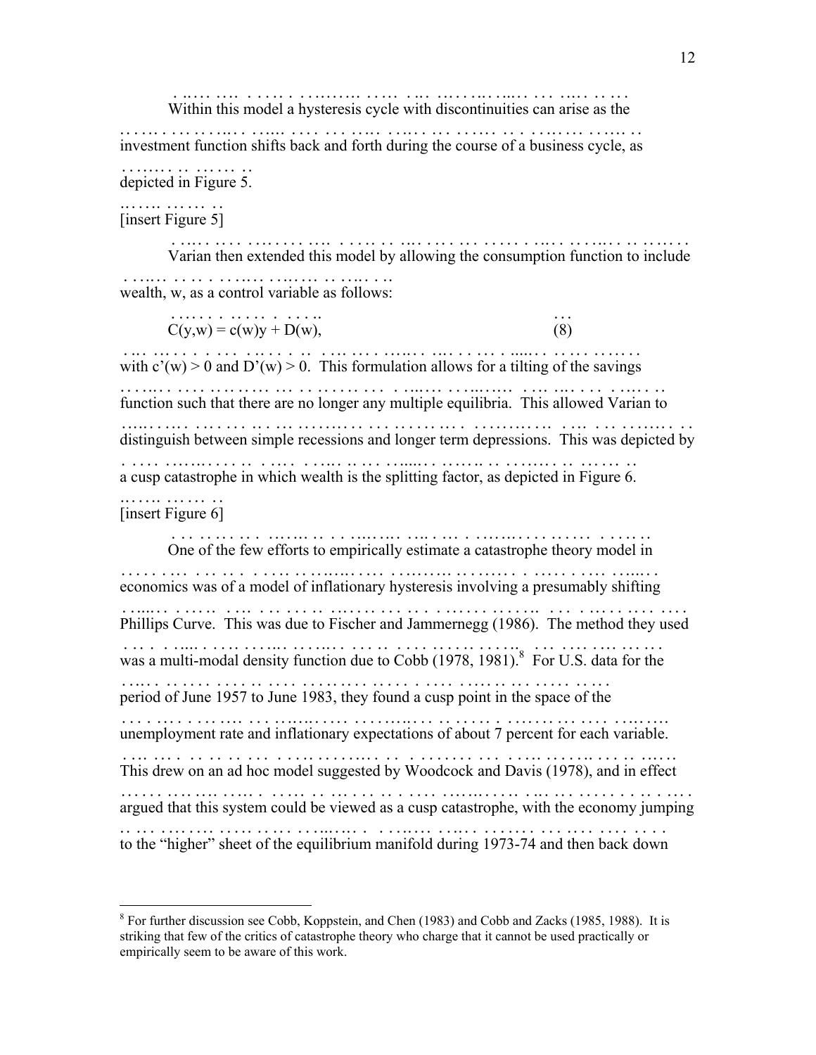Within this model a hysteresis cycle with discontinuities can arise as the investment function shifts back and forth during the course of a business cycle, as depicted in Figure 5.

[insert Figure 5]

Varian then extended this model by allowing the consumption function to include wealth, w, as a control variable as follows:

$$C(y,w) = c(w)y + D(w), \tag{8}$$

with $c'(w) > 0$ and $D'(w) > 0$. This formulation allows for a tilting of the savings function such that there are no longer any multiple equilibria. This allowed Varian to distinguish between simple recessions and longer term depressions. This was depicted by a cusp catastrophe in which wealth is the splitting factor, as depicted in Figure 6.

[insert Figure 6]

One of the few efforts to empirically estimate a catastrophe theory model in economics was of a model of inflationary hysteresis involving a presumably shifting Phillips Curve. This was due to Fischer and Jammernegg (1986). The method they used was a multi-modal density function due to Cobb (1978, 1981).[8] For U.S. data for the period of June 1957 to June 1983, they found a cusp point in the space of the unemployment rate and inflationary expectations of about 7 percent for each variable. This drew on an ad hoc model suggested by Woodcock and Davis (1978), and in effect argued that this system could be viewed as a cusp catastrophe, with the economy jumping to the "higher" sheet of the equilibrium manifold during 1973-74 and then back down

---

[8] For further discussion see Cobb, Koppstein, and Chen (1983) and Cobb and Zacks (1985, 1988). It is striking that few of the critics of catastrophe theory who charge that it cannot be used practically or empirically seem to be aware of this work.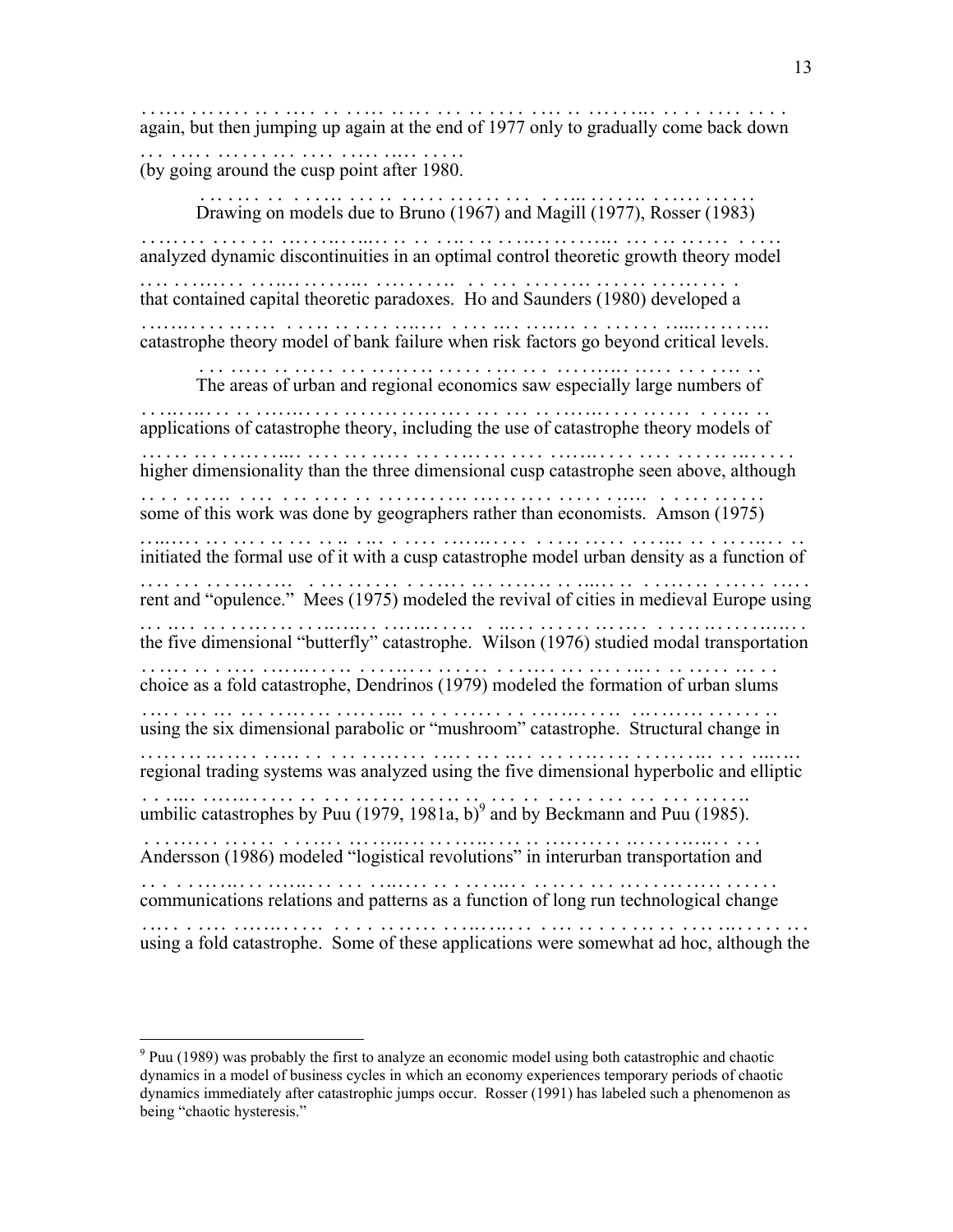again, but then jumping up again at the end of 1977 only to gradually come back down (by going around the cusp point after 1980.

Drawing on models due to Bruno (1967) and Magill (1977), Rosser (1983) analyzed dynamic discontinuities in an optimal control theoretic growth theory model that contained capital theoretic paradoxes. Ho and Saunders (1980) developed a catastrophe theory model of bank failure when risk factors go beyond critical levels.

The areas of urban and regional economics saw especially large numbers of applications of catastrophe theory, including the use of catastrophe theory models of higher dimensionality than the three dimensional cusp catastrophe seen above, although some of this work was done by geographers rather than economists. Amson (1975) initiated the formal use of it with a cusp catastrophe model urban density as a function of rent and "opulence." Mees (1975) modeled the revival of cities in medieval Europe using the five dimensional "butterfly" catastrophe. Wilson (1976) studied modal transportation choice as a fold catastrophe, Dendrinos (1979) modeled the formation of urban slums using the six dimensional parabolic or "mushroom" catastrophe. Structural change in regional trading systems was analyzed using the five dimensional hyperbolic and elliptic umbilic catastrophes by Puu (1979, 1981a, b)[9] and by Beckmann and Puu (1985). Andersson (1986) modeled "logistical revolutions" in interurban transportation and communications relations and patterns as a function of long run technological change using a fold catastrophe. Some of these applications were somewhat ad hoc, although the

---

[9] Puu (1989) was probably the first to analyze an economic model using both catastrophic and chaotic dynamics in a model of business cycles in which an economy experiences temporary periods of chaotic dynamics immediately after catastrophic jumps occur. Rosser (1991) has labeled such a phenomenon as being "chaotic hysteresis."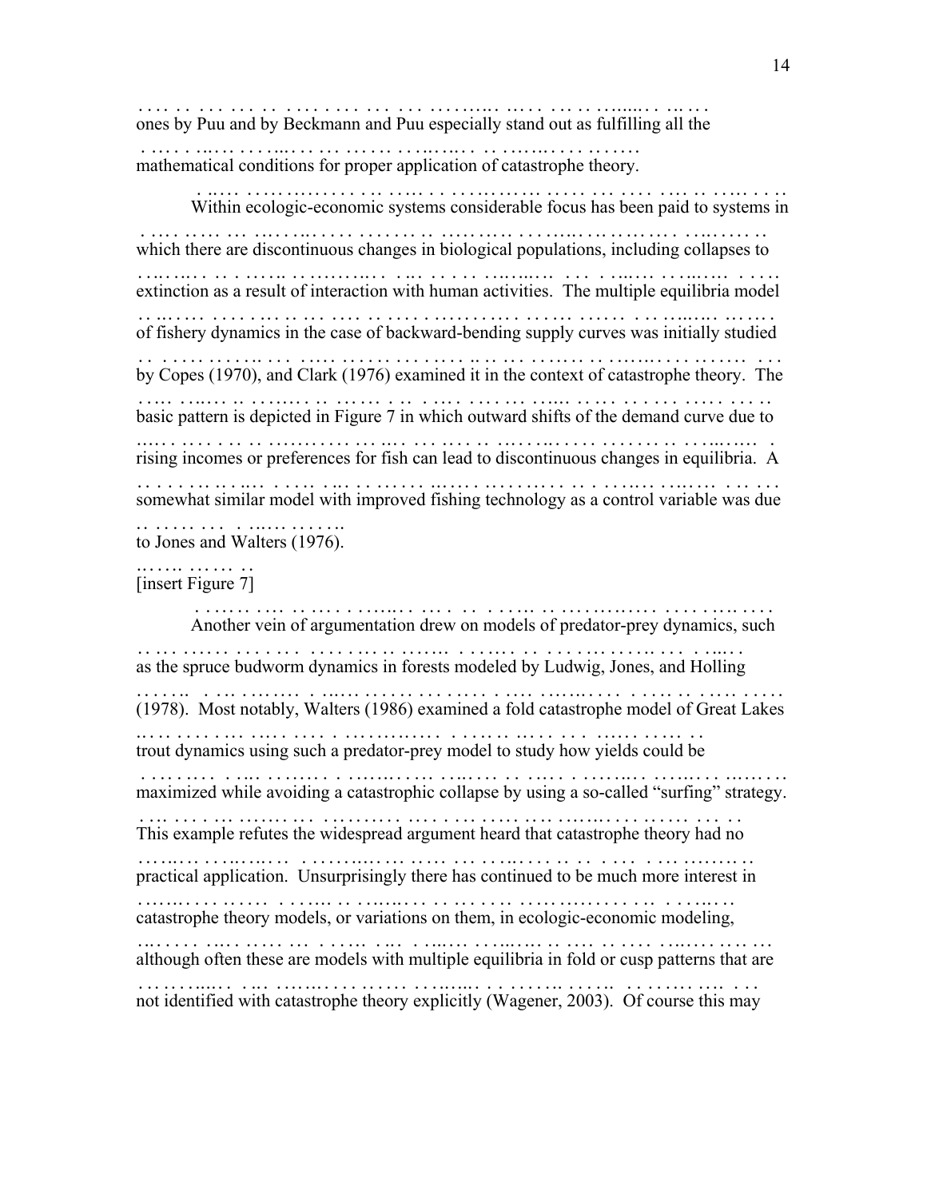ones by Puu and by Beckmann and Puu especially stand out as fulfilling all the mathematical conditions for proper application of catastrophe theory.

Within ecologic-economic systems considerable focus has been paid to systems in which there are discontinuous changes in biological populations, including collapses to extinction as a result of interaction with human activities. The multiple equilibria model of fishery dynamics in the case of backward-bending supply curves was initially studied by Copes (1970), and Clark (1976) examined it in the context of catastrophe theory. The basic pattern is depicted in Figure 7 in which outward shifts of the demand curve due to rising incomes or preferences for fish can lead to discontinuous changes in equilibria. A somewhat similar model with improved fishing technology as a control variable was due to Jones and Walters (1976).

[insert Figure 7]

Another vein of argumentation drew on models of predator-prey dynamics, such as the spruce budworm dynamics in forests modeled by Ludwig, Jones, and Holling (1978). Most notably, Walters (1986) examined a fold catastrophe model of Great Lakes trout dynamics using such a predator-prey model to study how yields could be maximized while avoiding a catastrophic collapse by using a so-called "surfing" strategy. This example refutes the widespread argument heard that catastrophe theory had no practical application. Unsurprisingly there has continued to be much more interest in catastrophe theory models, or variations on them, in ecologic-economic modeling, although often these are models with multiple equilibria in fold or cusp patterns that are not identified with catastrophe theory explicitly (Wagener, 2003). Of course this may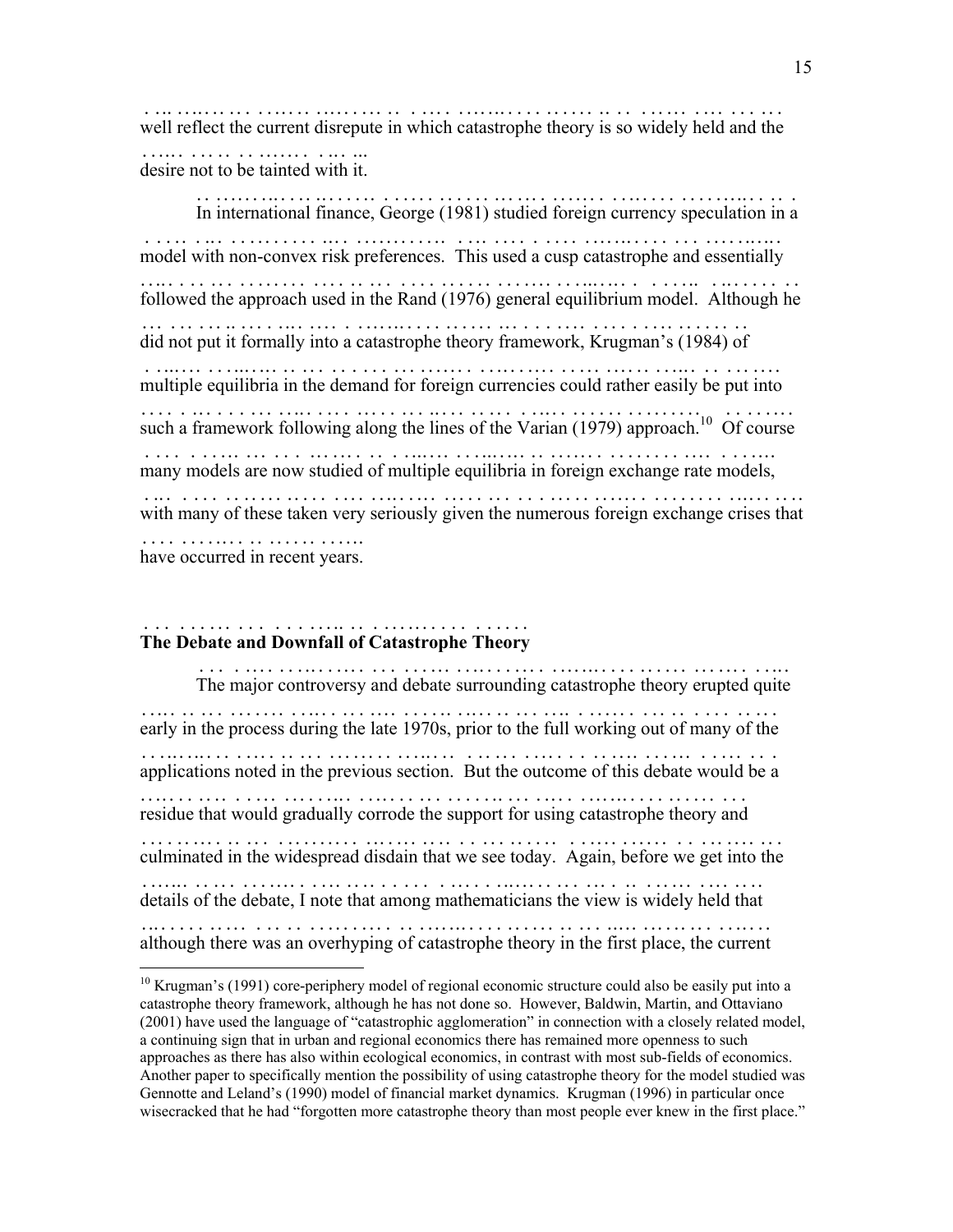well reflect the current disrepute in which catastrophe theory is so widely held and the desire not to be tainted with it.

In international finance, George (1981) studied foreign currency speculation in a model with non-convex risk preferences. This used a cusp catastrophe and essentially followed the approach used in the Rand (1976) general equilibrium model. Although he did not put it formally into a catastrophe theory framework, Krugman's (1984) of multiple equilibria in the demand for foreign currencies could rather easily be put into such a framework following along the lines of the Varian (1979) approach.[10] Of course many models are now studied of multiple equilibria in foreign exchange rate models, with many of these taken very seriously given the numerous foreign exchange crises that have occurred in recent years.

## The Debate and Downfall of Catastrophe Theory

The major controversy and debate surrounding catastrophe theory erupted quite early in the process during the late 1970s, prior to the full working out of many of the applications noted in the previous section. But the outcome of this debate would be a residue that would gradually corrode the support for using catastrophe theory and culminated in the widespread disdain that we see today. Again, before we get into the details of the debate, I note that among mathematicians the view is widely held that although there was an overhyping of catastrophe theory in the first place, the current

---

[10] Krugman's (1991) core-periphery model of regional economic structure could also be easily put into a catastrophe theory framework, although he has not done so. However, Baldwin, Martin, and Ottaviano (2001) have used the language of "catastrophic agglomeration" in connection with a closely related model, a continuing sign that in urban and regional economics there has remained more openness to such approaches as there has also within ecological economics, in contrast with most sub-fields of economics. Another paper to specifically mention the possibility of using catastrophe theory for the model studied was Gennotte and Leland's (1990) model of financial market dynamics. Krugman (1996) in particular once wisecracked that he had "forgotten more catastrophe theory than most people ever knew in the first place."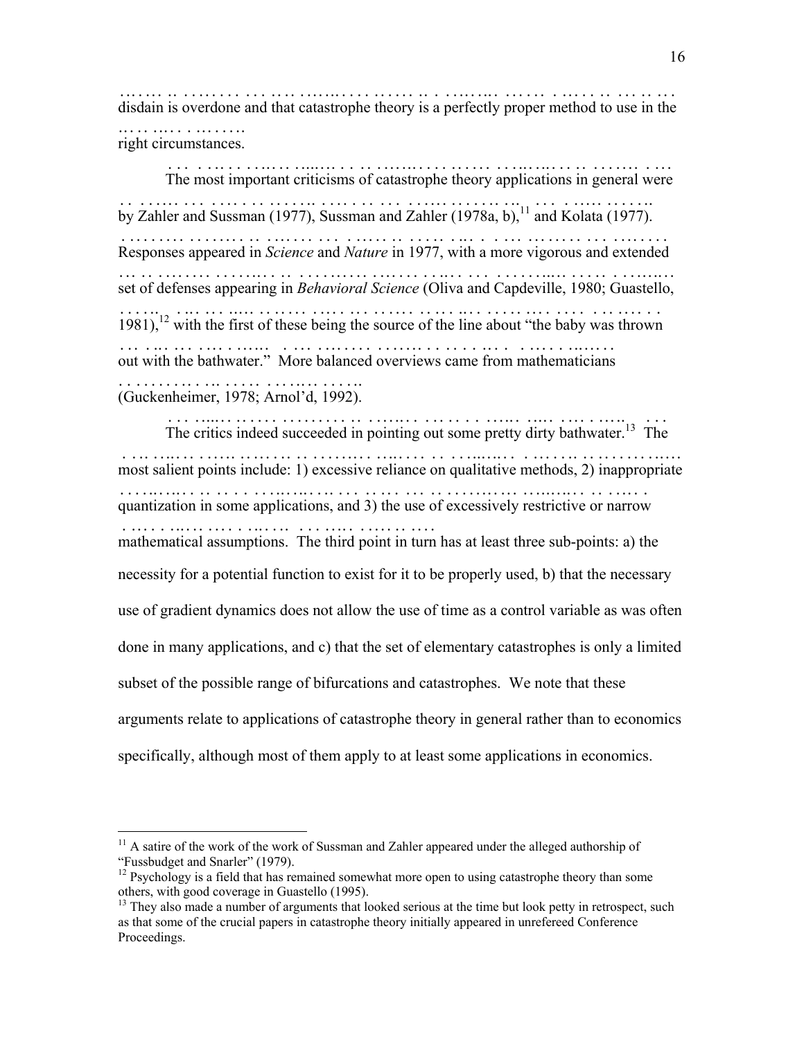disdain is overdone and that catastrophe theory is a perfectly proper method to use in the right circumstances.

The most important criticisms of catastrophe theory applications in general were by Zahler and Sussman (1977), Sussman and Zahler (1978a, b),[11] and Kolata (1977). Responses appeared in *Science* and *Nature* in 1977, with a more vigorous and extended set of defenses appearing in *Behavioral Science* (Oliva and Capdeville, 1980; Guastello, 1981),[12] with the first of these being the source of the line about "the baby was thrown out with the bathwater." More balanced overviews came from mathematicians (Guckenheimer, 1978; Arnol'd, 1992).

The critics indeed succeeded in pointing out some pretty dirty bathwater.[13] The most salient points include: 1) excessive reliance on qualitative methods, 2) inappropriate quantization in some applications, and 3) the use of excessively restrictive or narrow mathematical assumptions. The third point in turn has at least three sub-points: a) the necessity for a potential function to exist for it to be properly used, b) that the necessary use of gradient dynamics does not allow the use of time as a control variable as was often done in many applications, and c) that the set of elementary catastrophes is only a limited subset of the possible range of bifurcations and catastrophes. We note that these arguments relate to applications of catastrophe theory in general rather than to economics specifically, although most of them apply to at least some applications in economics.

---

[11] A satire of the work of the work of Sussman and Zahler appeared under the alleged authorship of "Fussbudget and Snarler" (1979).

[12] Psychology is a field that has remained somewhat more open to using catastrophe theory than some others, with good coverage in Guastello (1995).

[13] They also made a number of arguments that looked serious at the time but look petty in retrospect, such as that some of the crucial papers in catastrophe theory initially appeared in unrefereed Conference Proceedings.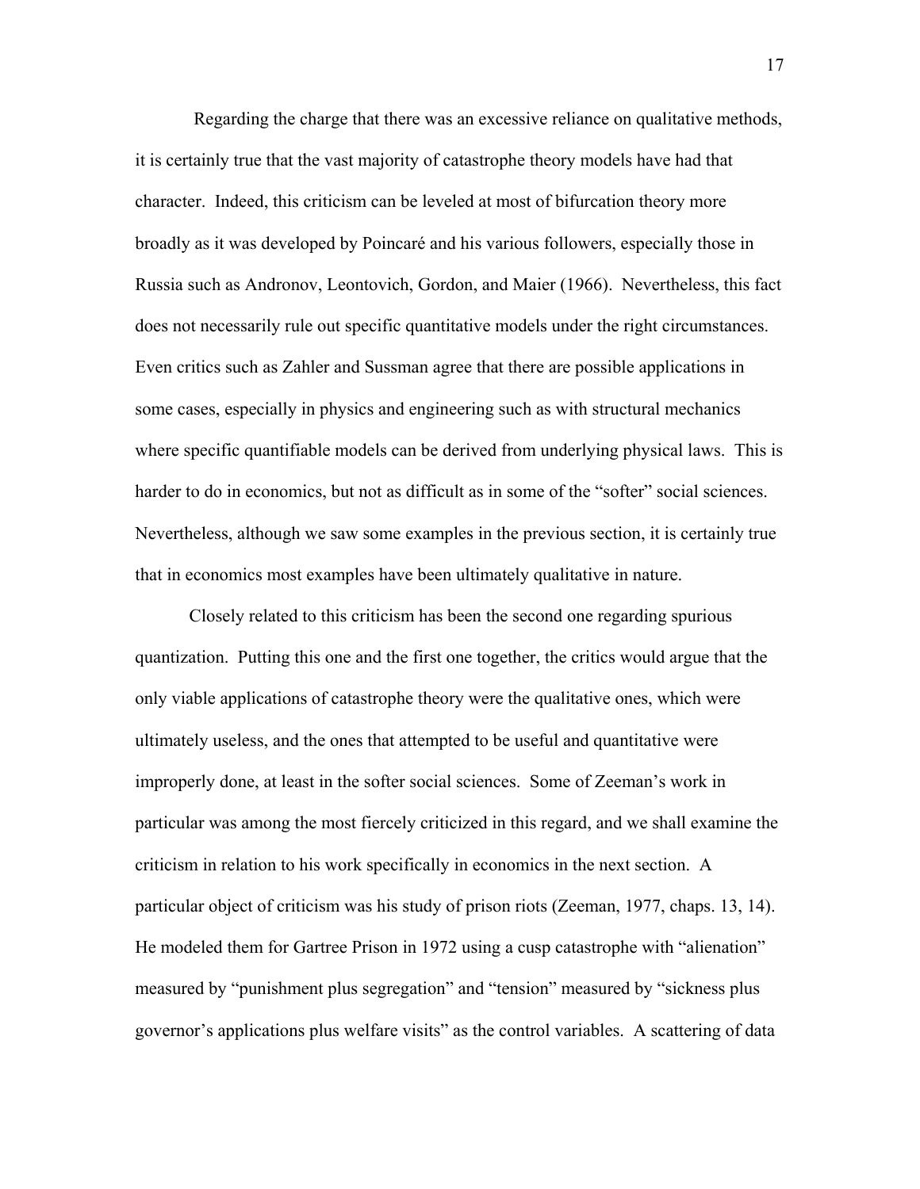Regarding the charge that there was an excessive reliance on qualitative methods, it is certainly true that the vast majority of catastrophe theory models have had that character. Indeed, this criticism can be leveled at most of bifurcation theory more broadly as it was developed by Poincaré and his various followers, especially those in Russia such as Andronov, Leontovich, Gordon, and Maier (1966). Nevertheless, this fact does not necessarily rule out specific quantitative models under the right circumstances. Even critics such as Zahler and Sussman agree that there are possible applications in some cases, especially in physics and engineering such as with structural mechanics where specific quantifiable models can be derived from underlying physical laws. This is harder to do in economics, but not as difficult as in some of the "softer" social sciences. Nevertheless, although we saw some examples in the previous section, it is certainly true that in economics most examples have been ultimately qualitative in nature.

Closely related to this criticism has been the second one regarding spurious quantization. Putting this one and the first one together, the critics would argue that the only viable applications of catastrophe theory were the qualitative ones, which were ultimately useless, and the ones that attempted to be useful and quantitative were improperly done, at least in the softer social sciences. Some of Zeeman's work in particular was among the most fiercely criticized in this regard, and we shall examine the criticism in relation to his work specifically in economics in the next section. A particular object of criticism was his study of prison riots (Zeeman, 1977, chaps. 13, 14). He modeled them for Gartree Prison in 1972 using a cusp catastrophe with "alienation" measured by "punishment plus segregation" and "tension" measured by "sickness plus governor's applications plus welfare visits" as the control variables. A scattering of data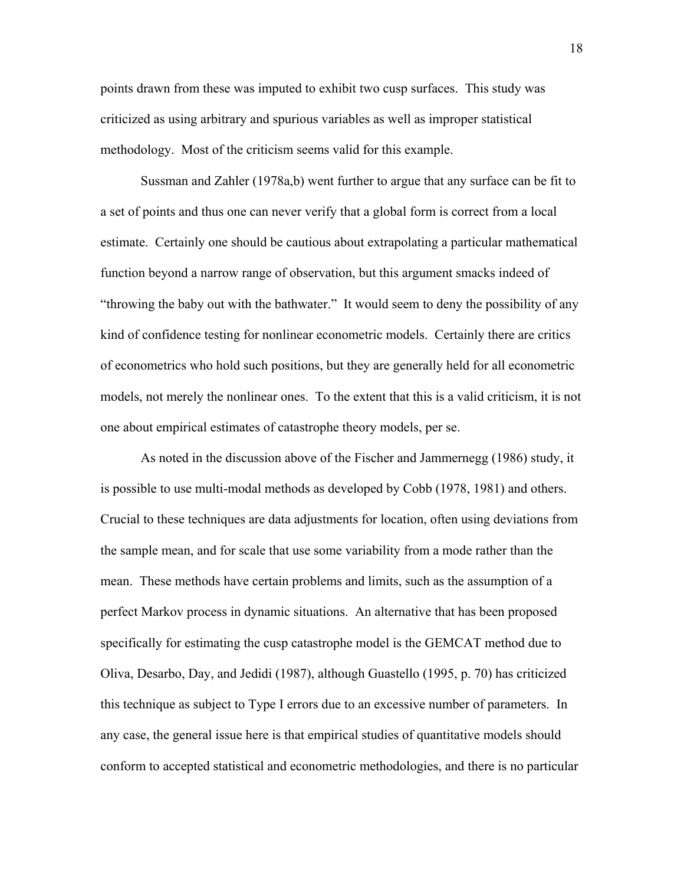points drawn from these was imputed to exhibit two cusp surfaces. This study was criticized as using arbitrary and spurious variables as well as improper statistical methodology. Most of the criticism seems valid for this example.

Sussman and Zahler (1978a,b) went further to argue that any surface can be fit to a set of points and thus one can never verify that a global form is correct from a local estimate. Certainly one should be cautious about extrapolating a particular mathematical function beyond a narrow range of observation, but this argument smacks indeed of "throwing the baby out with the bathwater." It would seem to deny the possibility of any kind of confidence testing for nonlinear econometric models. Certainly there are critics of econometrics who hold such positions, but they are generally held for all econometric models, not merely the nonlinear ones. To the extent that this is a valid criticism, it is not one about empirical estimates of catastrophe theory models, per se.

As noted in the discussion above of the Fischer and Jammernegg (1986) study, it is possible to use multi-modal methods as developed by Cobb (1978, 1981) and others. Crucial to these techniques are data adjustments for location, often using deviations from the sample mean, and for scale that use some variability from a mode rather than the mean. These methods have certain problems and limits, such as the assumption of a perfect Markov process in dynamic situations. An alternative that has been proposed specifically for estimating the cusp catastrophe model is the GEMCAT method due to Oliva, Desarbo, Day, and Jedidi (1987), although Guastello (1995, p. 70) has criticized this technique as subject to Type I errors due to an excessive number of parameters. In any case, the general issue here is that empirical studies of quantitative models should conform to accepted statistical and econometric methodologies, and there is no particular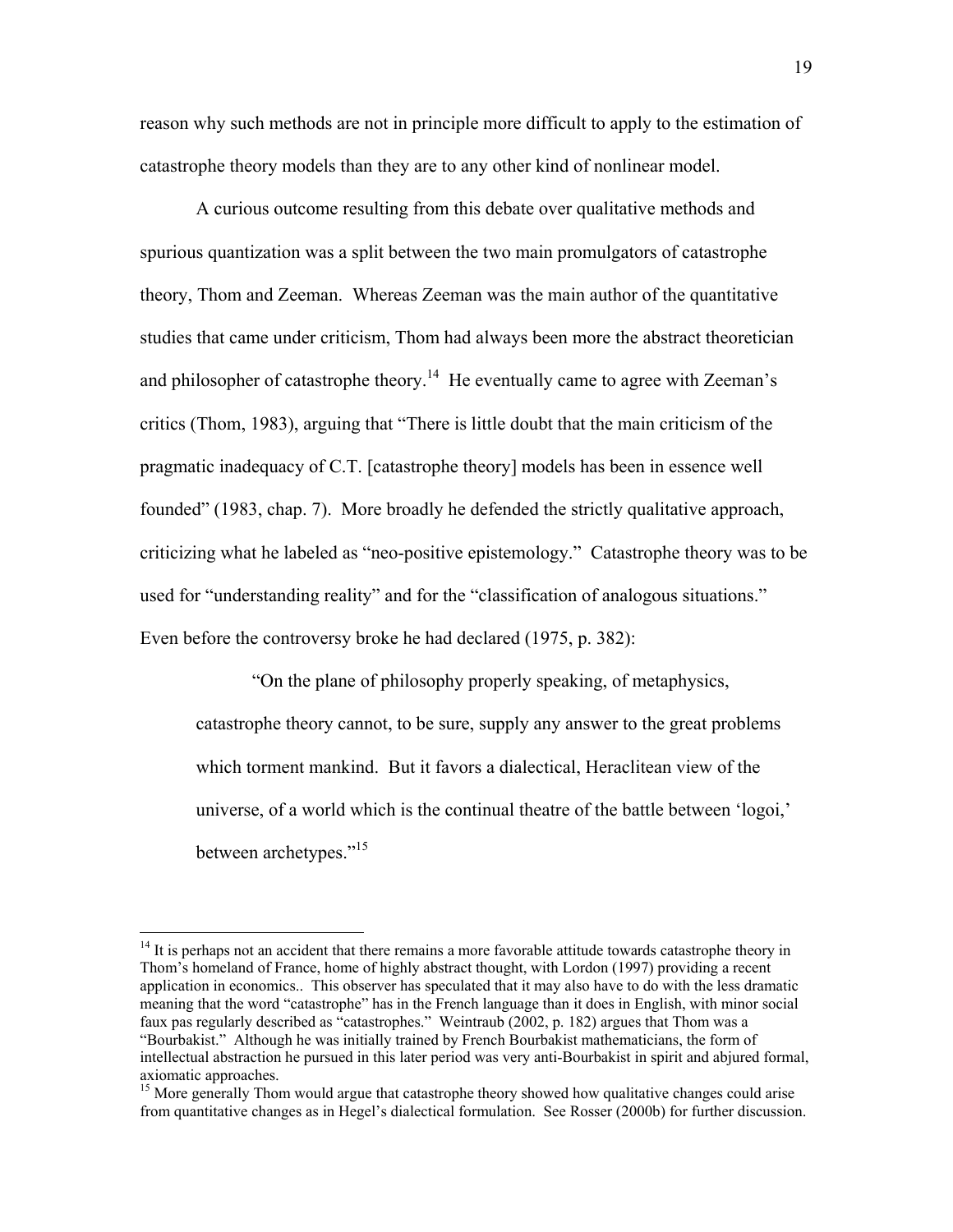reason why such methods are not in principle more difficult to apply to the estimation of catastrophe theory models than they are to any other kind of nonlinear model.

A curious outcome resulting from this debate over qualitative methods and spurious quantization was a split between the two main promulgators of catastrophe theory, Thom and Zeeman. Whereas Zeeman was the main author of the quantitative studies that came under criticism, Thom had always been more the abstract theoretician and philosopher of catastrophe theory.[14] He eventually came to agree with Zeeman's critics (Thom, 1983), arguing that "There is little doubt that the main criticism of the pragmatic inadequacy of C.T. [catastrophe theory] models has been in essence well founded" (1983, chap. 7). More broadly he defended the strictly qualitative approach, criticizing what he labeled as "neo-positive epistemology." Catastrophe theory was to be used for "understanding reality" and for the "classification of analogous situations." Even before the controversy broke he had declared (1975, p. 382):

> "On the plane of philosophy properly speaking, of metaphysics, catastrophe theory cannot, to be sure, supply any answer to the great problems which torment mankind. But it favors a dialectical, Heraclitean view of the universe, of a world which is the continual theatre of the battle between 'logoi,' between archetypes."[15]

---

[14] It is perhaps not an accident that there remains a more favorable attitude towards catastrophe theory in Thom's homeland of France, home of highly abstract thought, with Lordon (1997) providing a recent application in economics.. This observer has speculated that it may also have to do with the less dramatic meaning that the word "catastrophe" has in the French language than it does in English, with minor social faux pas regularly described as "catastrophes." Weintraub (2002, p. 182) argues that Thom was a "Bourbakist." Although he was initially trained by French Bourbakist mathematicians, the form of intellectual abstraction he pursued in this later period was very anti-Bourbakist in spirit and abjured formal, axiomatic approaches.

[15] More generally Thom would argue that catastrophe theory showed how qualitative changes could arise from quantitative changes as in Hegel's dialectical formulation. See Rosser (2000b) for further discussion.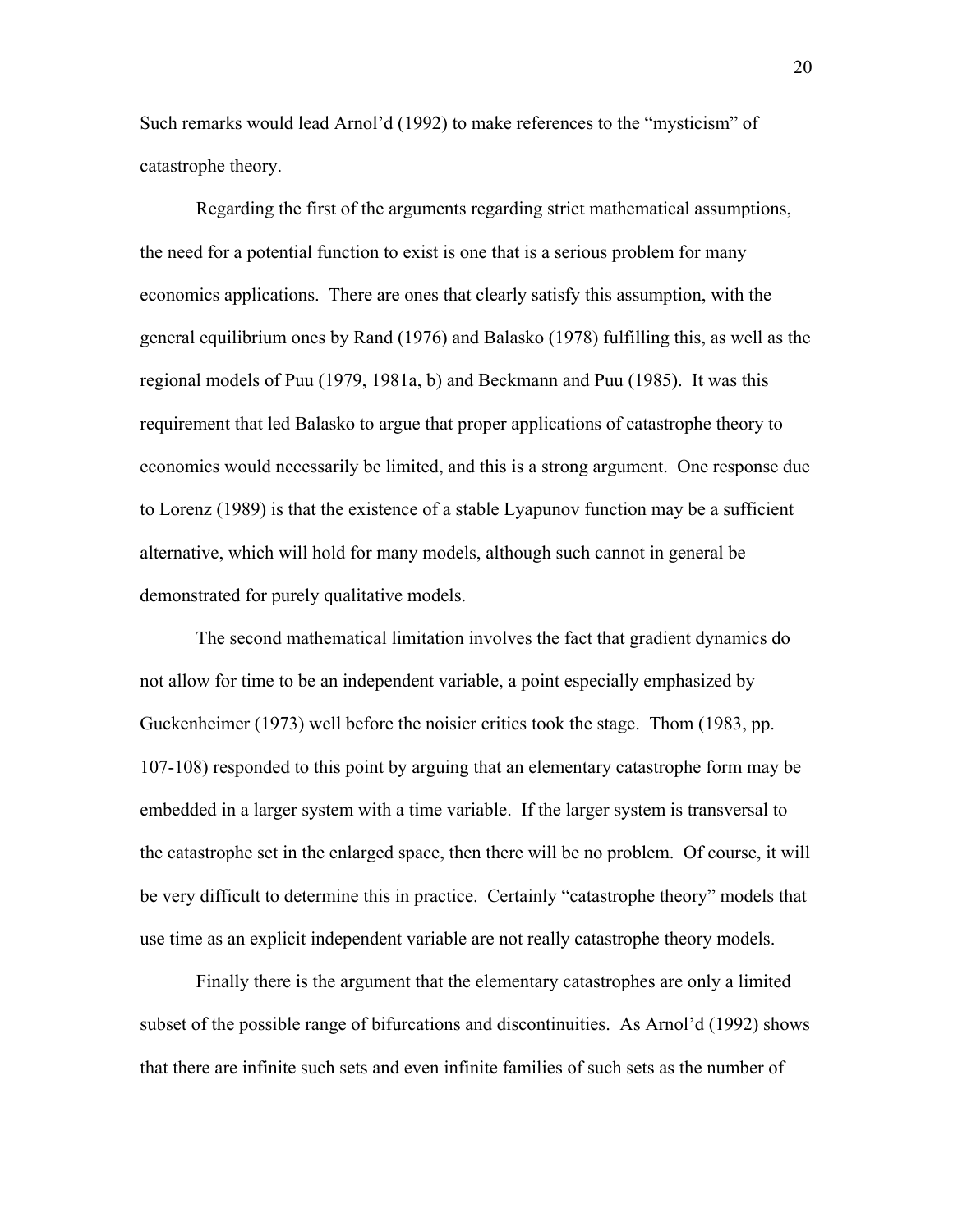Such remarks would lead Arnol'd (1992) to make references to the "mysticism" of catastrophe theory.

Regarding the first of the arguments regarding strict mathematical assumptions, the need for a potential function to exist is one that is a serious problem for many economics applications. There are ones that clearly satisfy this assumption, with the general equilibrium ones by Rand (1976) and Balasko (1978) fulfilling this, as well as the regional models of Puu (1979, 1981a, b) and Beckmann and Puu (1985). It was this requirement that led Balasko to argue that proper applications of catastrophe theory to economics would necessarily be limited, and this is a strong argument. One response due to Lorenz (1989) is that the existence of a stable Lyapunov function may be a sufficient alternative, which will hold for many models, although such cannot in general be demonstrated for purely qualitative models.

The second mathematical limitation involves the fact that gradient dynamics do not allow for time to be an independent variable, a point especially emphasized by Guckenheimer (1973) well before the noisier critics took the stage. Thom (1983, pp. 107-108) responded to this point by arguing that an elementary catastrophe form may be embedded in a larger system with a time variable. If the larger system is transversal to the catastrophe set in the enlarged space, then there will be no problem. Of course, it will be very difficult to determine this in practice. Certainly "catastrophe theory" models that use time as an explicit independent variable are not really catastrophe theory models.

Finally there is the argument that the elementary catastrophes are only a limited subset of the possible range of bifurcations and discontinuities. As Arnol'd (1992) shows that there are infinite such sets and even infinite families of such sets as the number of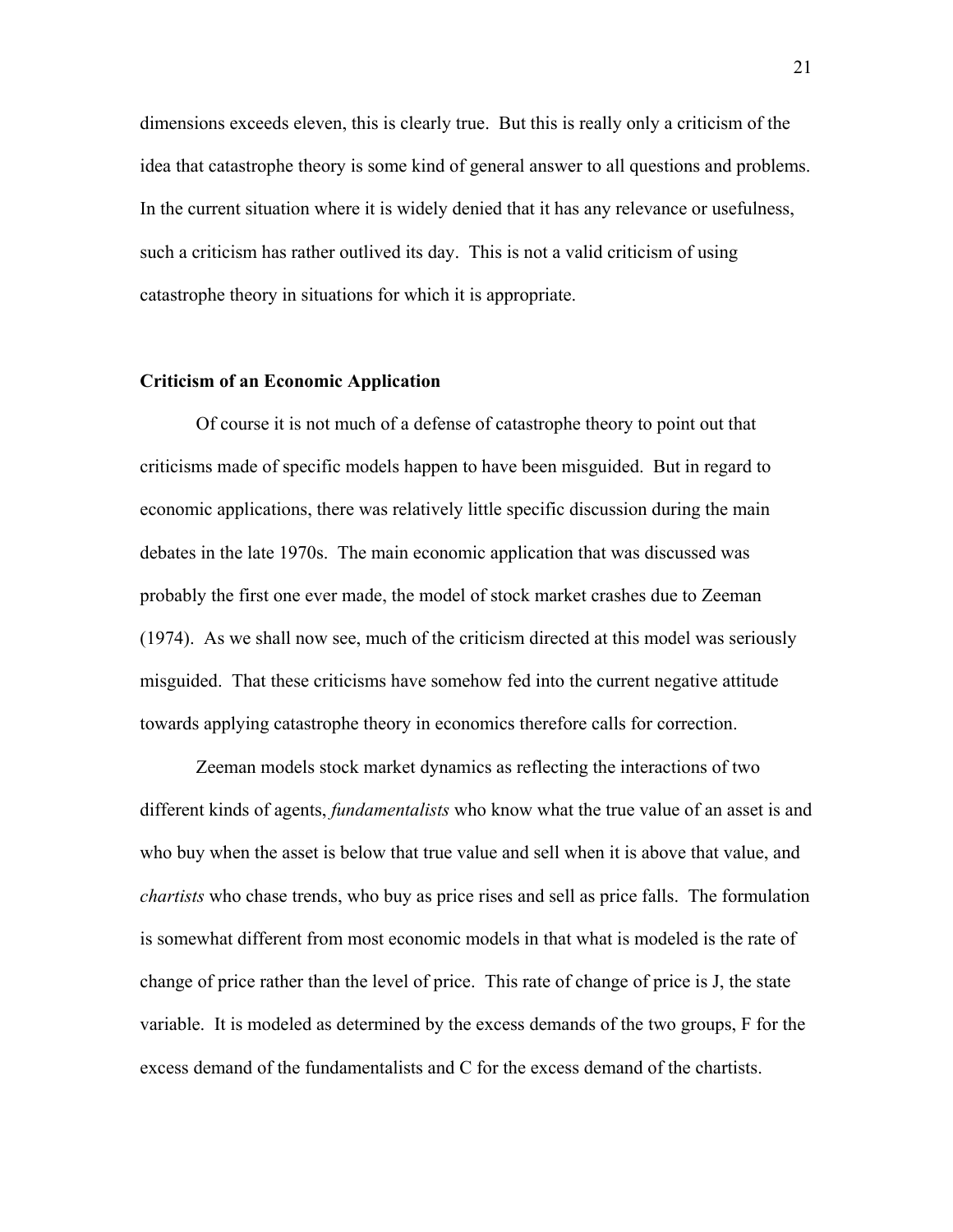dimensions exceeds eleven, this is clearly true. But this is really only a criticism of the idea that catastrophe theory is some kind of general answer to all questions and problems. In the current situation where it is widely denied that it has any relevance or usefulness, such a criticism has rather outlived its day. This is not a valid criticism of using catastrophe theory in situations for which it is appropriate.

**Criticism of an Economic Application**

Of course it is not much of a defense of catastrophe theory to point out that criticisms made of specific models happen to have been misguided. But in regard to economic applications, there was relatively little specific discussion during the main debates in the late 1970s. The main economic application that was discussed was probably the first one ever made, the model of stock market crashes due to Zeeman (1974). As we shall now see, much of the criticism directed at this model was seriously misguided. That these criticisms have somehow fed into the current negative attitude towards applying catastrophe theory in economics therefore calls for correction.

Zeeman models stock market dynamics as reflecting the interactions of two different kinds of agents, *fundamentalists* who know what the true value of an asset is and who buy when the asset is below that true value and sell when it is above that value, and *chartists* who chase trends, who buy as price rises and sell as price falls. The formulation is somewhat different from most economic models in that what is modeled is the rate of change of price rather than the level of price. This rate of change of price is J, the state variable. It is modeled as determined by the excess demands of the two groups, F for the excess demand of the fundamentalists and C for the excess demand of the chartists.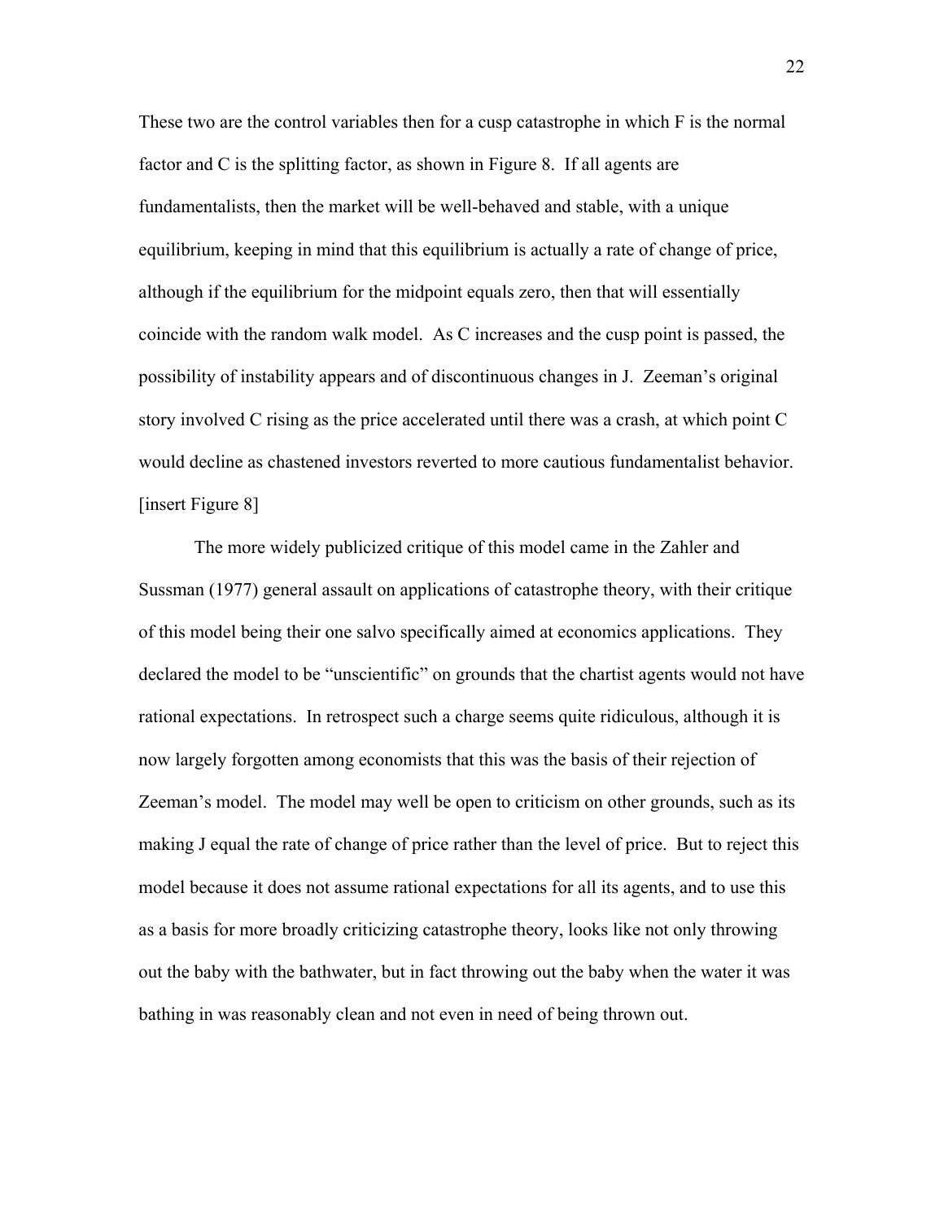These two are the control variables then for a cusp catastrophe in which F is the normal factor and C is the splitting factor, as shown in Figure 8. If all agents are fundamentalists, then the market will be well-behaved and stable, with a unique equilibrium, keeping in mind that this equilibrium is actually a rate of change of price, although if the equilibrium for the midpoint equals zero, then that will essentially coincide with the random walk model. As C increases and the cusp point is passed, the possibility of instability appears and of discontinuous changes in J. Zeeman's original story involved C rising as the price accelerated until there was a crash, at which point C would decline as chastened investors reverted to more cautious fundamentalist behavior. [insert Figure 8]

The more widely publicized critique of this model came in the Zahler and Sussman (1977) general assault on applications of catastrophe theory, with their critique of this model being their one salvo specifically aimed at economics applications. They declared the model to be "unscientific" on grounds that the chartist agents would not have rational expectations. In retrospect such a charge seems quite ridiculous, although it is now largely forgotten among economists that this was the basis of their rejection of Zeeman's model. The model may well be open to criticism on other grounds, such as its making J equal the rate of change of price rather than the level of price. But to reject this model because it does not assume rational expectations for all its agents, and to use this as a basis for more broadly criticizing catastrophe theory, looks like not only throwing out the baby with the bathwater, but in fact throwing out the baby when the water it was bathing in was reasonably clean and not even in need of being thrown out.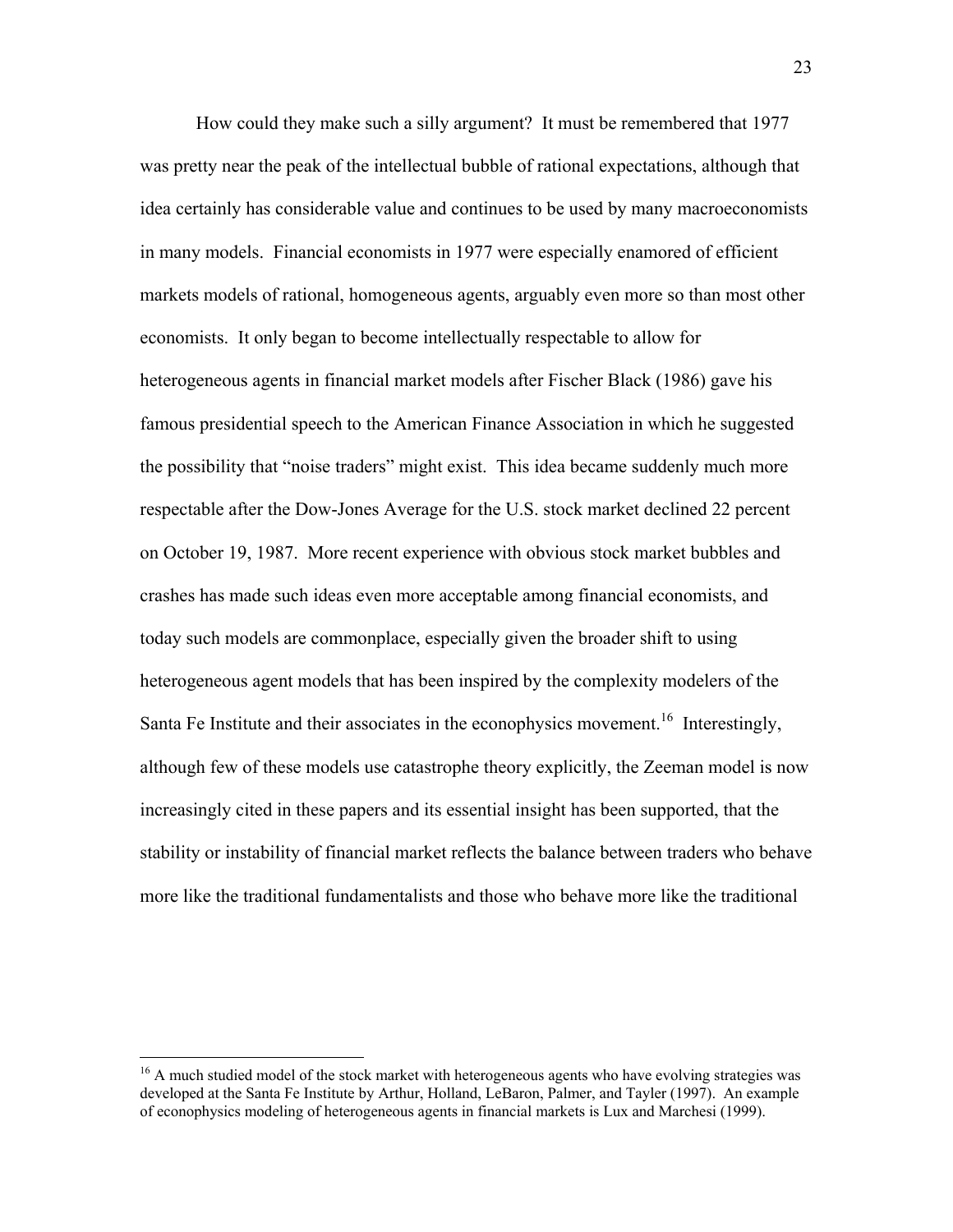How could they make such a silly argument? It must be remembered that 1977 was pretty near the peak of the intellectual bubble of rational expectations, although that idea certainly has considerable value and continues to be used by many macroeconomists in many models. Financial economists in 1977 were especially enamored of efficient markets models of rational, homogeneous agents, arguably even more so than most other economists. It only began to become intellectually respectable to allow for heterogeneous agents in financial market models after Fischer Black (1986) gave his famous presidential speech to the American Finance Association in which he suggested the possibility that "noise traders" might exist. This idea became suddenly much more respectable after the Dow-Jones Average for the U.S. stock market declined 22 percent on October 19, 1987. More recent experience with obvious stock market bubbles and crashes has made such ideas even more acceptable among financial economists, and today such models are commonplace, especially given the broader shift to using heterogeneous agent models that has been inspired by the complexity modelers of the Santa Fe Institute and their associates in the econophysics movement.[16] Interestingly, although few of these models use catastrophe theory explicitly, the Zeeman model is now increasingly cited in these papers and its essential insight has been supported, that the stability or instability of financial market reflects the balance between traders who behave more like the traditional fundamentalists and those who behave more like the traditional

---

[16] A much studied model of the stock market with heterogeneous agents who have evolving strategies was developed at the Santa Fe Institute by Arthur, Holland, LeBaron, Palmer, and Tayler (1997). An example of econophysics modeling of heterogeneous agents in financial markets is Lux and Marchesi (1999).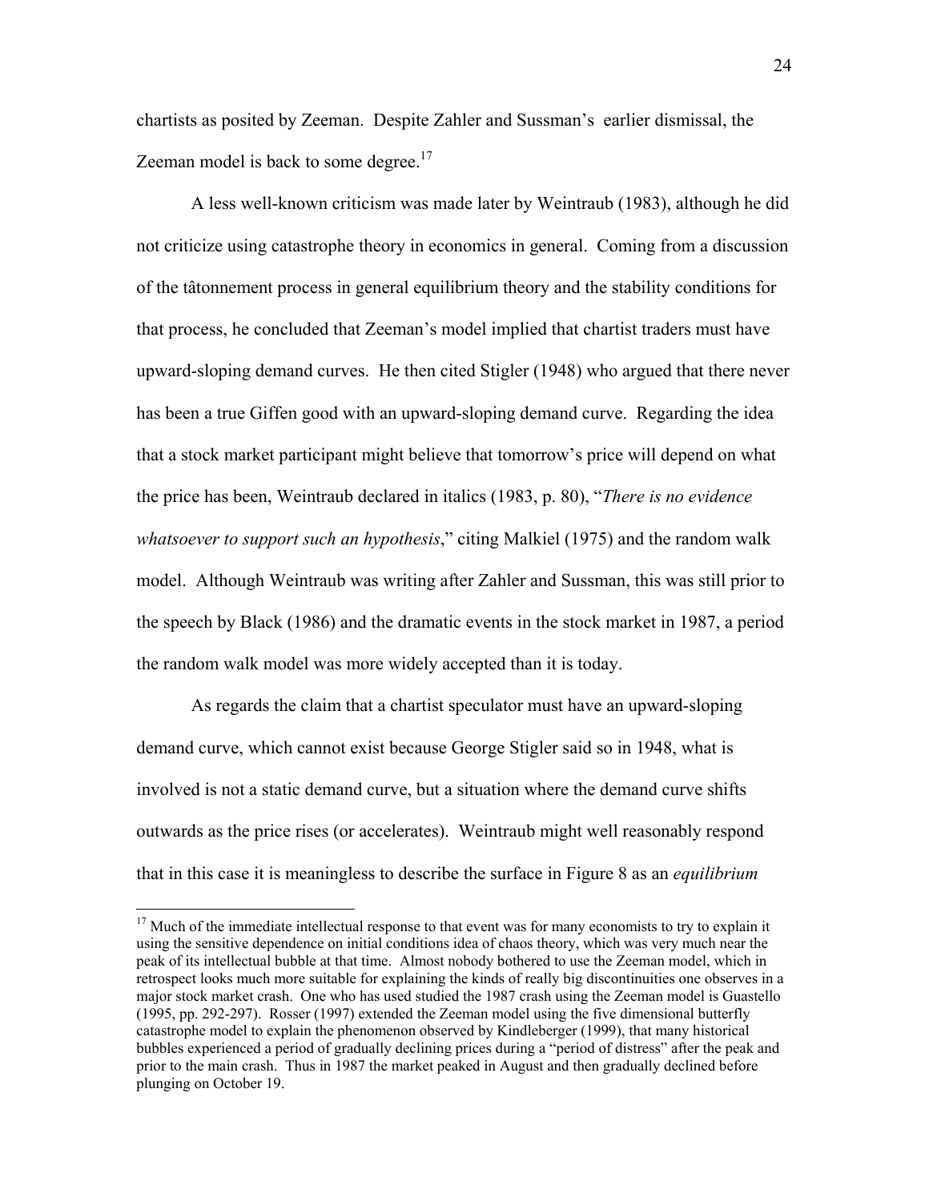chartists as posited by Zeeman. Despite Zahler and Sussman's earlier dismissal, the Zeeman model is back to some degree.[17]

A less well-known criticism was made later by Weintraub (1983), although he did not criticize using catastrophe theory in economics in general. Coming from a discussion of the tâtonnement process in general equilibrium theory and the stability conditions for that process, he concluded that Zeeman's model implied that chartist traders must have upward-sloping demand curves. He then cited Stigler (1948) who argued that there never has been a true Giffen good with an upward-sloping demand curve. Regarding the idea that a stock market participant might believe that tomorrow's price will depend on what the price has been, Weintraub declared in italics (1983, p. 80), "*There is no evidence whatsoever to support such an hypothesis*," citing Malkiel (1975) and the random walk model. Although Weintraub was writing after Zahler and Sussman, this was still prior to the speech by Black (1986) and the dramatic events in the stock market in 1987, a period the random walk model was more widely accepted than it is today.

As regards the claim that a chartist speculator must have an upward-sloping demand curve, which cannot exist because George Stigler said so in 1948, what is involved is not a static demand curve, but a situation where the demand curve shifts outwards as the price rises (or accelerates). Weintraub might well reasonably respond that in this case it is meaningless to describe the surface in Figure 8 as an *equilibrium*

---

[17] Much of the immediate intellectual response to that event was for many economists to try to explain it using the sensitive dependence on initial conditions idea of chaos theory, which was very much near the peak of its intellectual bubble at that time. Almost nobody bothered to use the Zeeman model, which in retrospect looks much more suitable for explaining the kinds of really big discontinuities one observes in a major stock market crash. One who has used studied the 1987 crash using the Zeeman model is Guastello (1995, pp. 292-297). Rosser (1997) extended the Zeeman model using the five dimensional butterfly catastrophe model to explain the phenomenon observed by Kindleberger (1999), that many historical bubbles experienced a period of gradually declining prices during a "period of distress" after the peak and prior to the main crash. Thus in 1987 the market peaked in August and then gradually declined before plunging on October 19.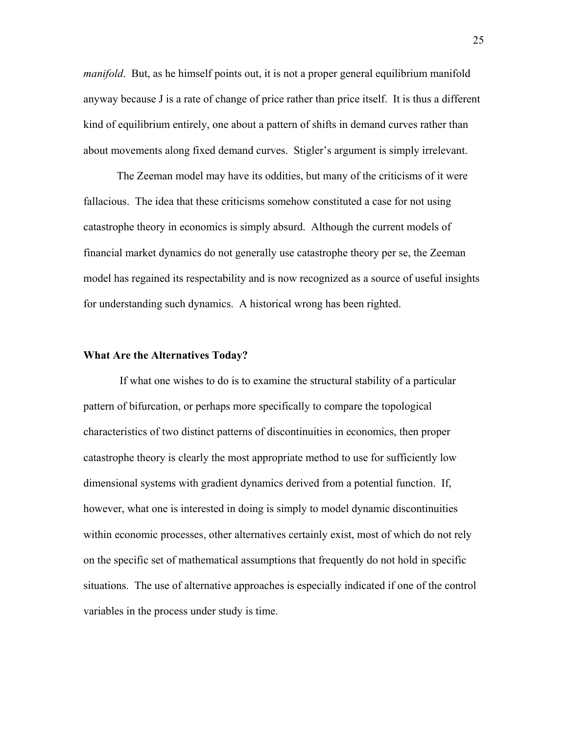*manifold*. But, as he himself points out, it is not a proper general equilibrium manifold anyway because J is a rate of change of price rather than price itself. It is thus a different kind of equilibrium entirely, one about a pattern of shifts in demand curves rather than about movements along fixed demand curves. Stigler's argument is simply irrelevant.

The Zeeman model may have its oddities, but many of the criticisms of it were fallacious. The idea that these criticisms somehow constituted a case for not using catastrophe theory in economics is simply absurd. Although the current models of financial market dynamics do not generally use catastrophe theory per se, the Zeeman model has regained its respectability and is now recognized as a source of useful insights for understanding such dynamics. A historical wrong has been righted.

**What Are the Alternatives Today?**

If what one wishes to do is to examine the structural stability of a particular pattern of bifurcation, or perhaps more specifically to compare the topological characteristics of two distinct patterns of discontinuities in economics, then proper catastrophe theory is clearly the most appropriate method to use for sufficiently low dimensional systems with gradient dynamics derived from a potential function. If, however, what one is interested in doing is simply to model dynamic discontinuities within economic processes, other alternatives certainly exist, most of which do not rely on the specific set of mathematical assumptions that frequently do not hold in specific situations. The use of alternative approaches is especially indicated if one of the control variables in the process under study is time.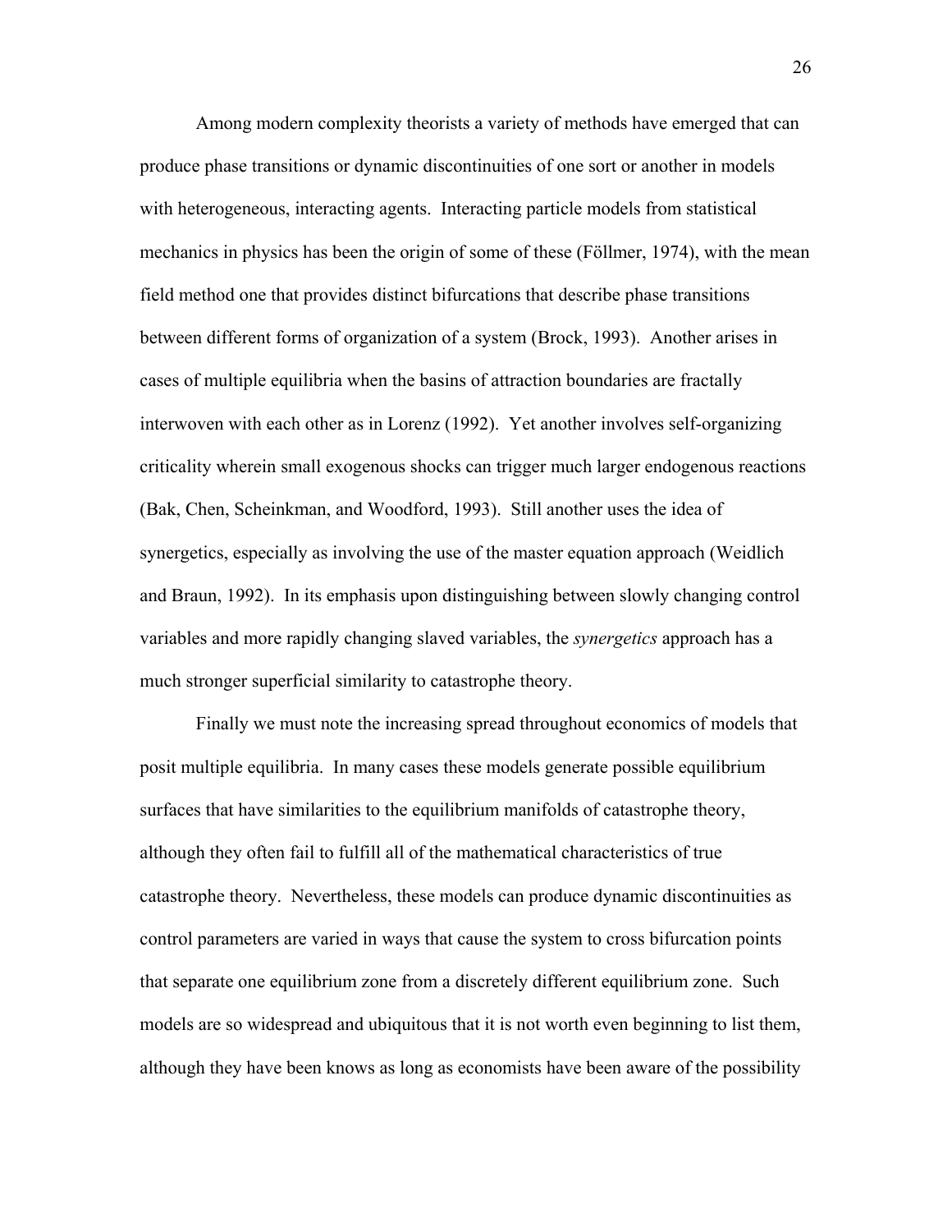Among modern complexity theorists a variety of methods have emerged that can produce phase transitions or dynamic discontinuities of one sort or another in models with heterogeneous, interacting agents. Interacting particle models from statistical mechanics in physics has been the origin of some of these (Föllmer, 1974), with the mean field method one that provides distinct bifurcations that describe phase transitions between different forms of organization of a system (Brock, 1993). Another arises in cases of multiple equilibria when the basins of attraction boundaries are fractally interwoven with each other as in Lorenz (1992). Yet another involves self-organizing criticality wherein small exogenous shocks can trigger much larger endogenous reactions (Bak, Chen, Scheinkman, and Woodford, 1993). Still another uses the idea of synergetics, especially as involving the use of the master equation approach (Weidlich and Braun, 1992). In its emphasis upon distinguishing between slowly changing control variables and more rapidly changing slaved variables, the *synergetics* approach has a much stronger superficial similarity to catastrophe theory.

Finally we must note the increasing spread throughout economics of models that posit multiple equilibria. In many cases these models generate possible equilibrium surfaces that have similarities to the equilibrium manifolds of catastrophe theory, although they often fail to fulfill all of the mathematical characteristics of true catastrophe theory. Nevertheless, these models can produce dynamic discontinuities as control parameters are varied in ways that cause the system to cross bifurcation points that separate one equilibrium zone from a discretely different equilibrium zone. Such models are so widespread and ubiquitous that it is not worth even beginning to list them, although they have been knows as long as economists have been aware of the possibility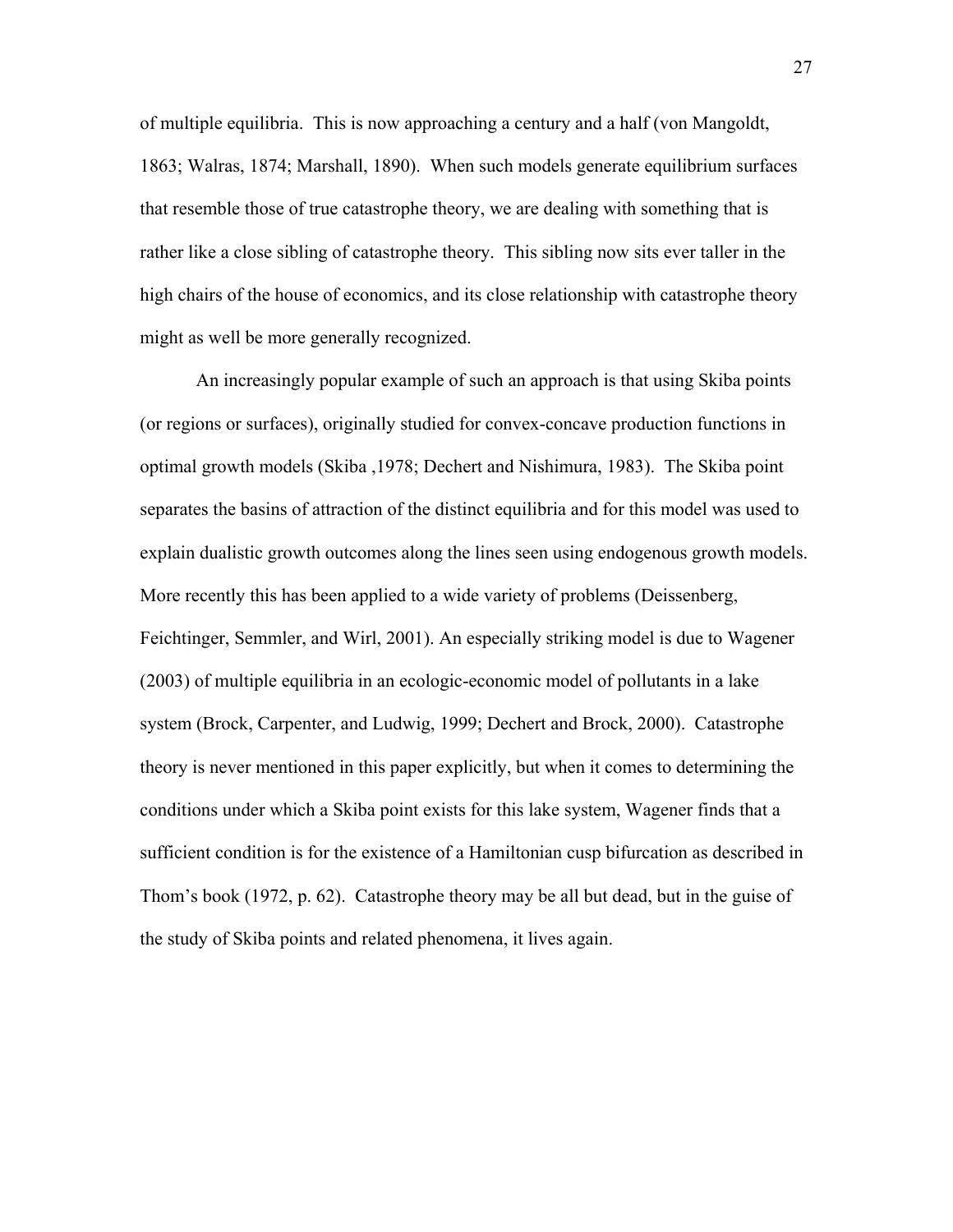of multiple equilibria. This is now approaching a century and a half (von Mangoldt, 1863; Walras, 1874; Marshall, 1890). When such models generate equilibrium surfaces that resemble those of true catastrophe theory, we are dealing with something that is rather like a close sibling of catastrophe theory. This sibling now sits ever taller in the high chairs of the house of economics, and its close relationship with catastrophe theory might as well be more generally recognized.

An increasingly popular example of such an approach is that using Skiba points (or regions or surfaces), originally studied for convex-concave production functions in optimal growth models (Skiba ,1978; Dechert and Nishimura, 1983). The Skiba point separates the basins of attraction of the distinct equilibria and for this model was used to explain dualistic growth outcomes along the lines seen using endogenous growth models. More recently this has been applied to a wide variety of problems (Deissenberg, Feichtinger, Semmler, and Wirl, 2001). An especially striking model is due to Wagener (2003) of multiple equilibria in an ecologic-economic model of pollutants in a lake system (Brock, Carpenter, and Ludwig, 1999; Dechert and Brock, 2000). Catastrophe theory is never mentioned in this paper explicitly, but when it comes to determining the conditions under which a Skiba point exists for this lake system, Wagener finds that a sufficient condition is for the existence of a Hamiltonian cusp bifurcation as described in Thom's book (1972, p. 62). Catastrophe theory may be all but dead, but in the guise of the study of Skiba points and related phenomena, it lives again.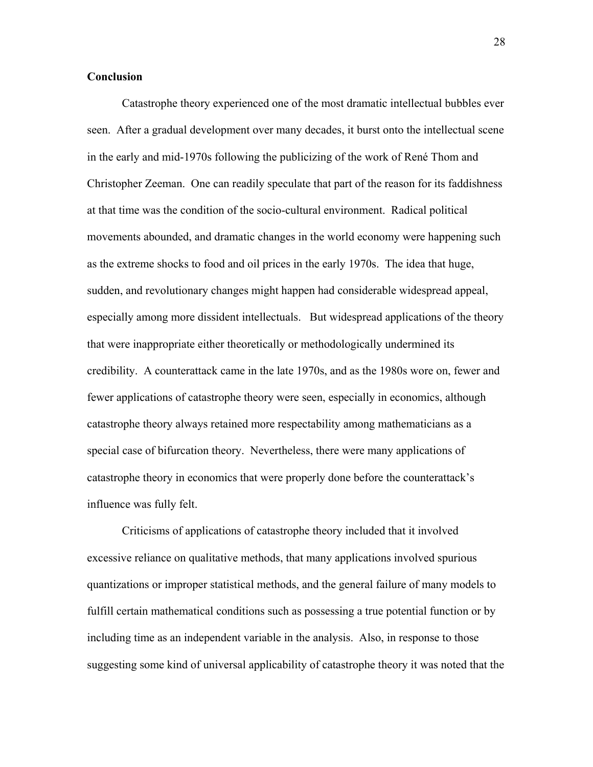## Conclusion

Catastrophe theory experienced one of the most dramatic intellectual bubbles ever seen. After a gradual development over many decades, it burst onto the intellectual scene in the early and mid-1970s following the publicizing of the work of René Thom and Christopher Zeeman. One can readily speculate that part of the reason for its faddishness at that time was the condition of the socio-cultural environment. Radical political movements abounded, and dramatic changes in the world economy were happening such as the extreme shocks to food and oil prices in the early 1970s. The idea that huge, sudden, and revolutionary changes might happen had considerable widespread appeal, especially among more dissident intellectuals. But widespread applications of the theory that were inappropriate either theoretically or methodologically undermined its credibility. A counterattack came in the late 1970s, and as the 1980s wore on, fewer and fewer applications of catastrophe theory were seen, especially in economics, although catastrophe theory always retained more respectability among mathematicians as a special case of bifurcation theory. Nevertheless, there were many applications of catastrophe theory in economics that were properly done before the counterattack's influence was fully felt.

Criticisms of applications of catastrophe theory included that it involved excessive reliance on qualitative methods, that many applications involved spurious quantizations or improper statistical methods, and the general failure of many models to fulfill certain mathematical conditions such as possessing a true potential function or by including time as an independent variable in the analysis. Also, in response to those suggesting some kind of universal applicability of catastrophe theory it was noted that the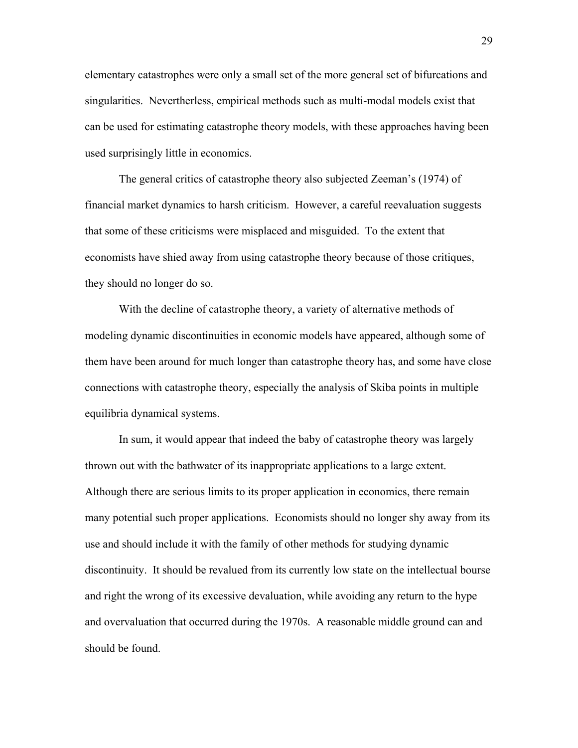elementary catastrophes were only a small set of the more general set of bifurcations and singularities. Nevertheless, empirical methods such as multi-modal models exist that can be used for estimating catastrophe theory models, with these approaches having been used surprisingly little in economics.

The general critics of catastrophe theory also subjected Zeeman's (1974) of financial market dynamics to harsh criticism. However, a careful reevaluation suggests that some of these criticisms were misplaced and misguided. To the extent that economists have shied away from using catastrophe theory because of those critiques, they should no longer do so.

With the decline of catastrophe theory, a variety of alternative methods of modeling dynamic discontinuities in economic models have appeared, although some of them have been around for much longer than catastrophe theory has, and some have close connections with catastrophe theory, especially the analysis of Skiba points in multiple equilibria dynamical systems.

In sum, it would appear that indeed the baby of catastrophe theory was largely thrown out with the bathwater of its inappropriate applications to a large extent. Although there are serious limits to its proper application in economics, there remain many potential such proper applications. Economists should no longer shy away from its use and should include it with the family of other methods for studying dynamic discontinuity. It should be revalued from its currently low state on the intellectual bourse and right the wrong of its excessive devaluation, while avoiding any return to the hype and overvaluation that occurred during the 1970s. A reasonable middle ground can and should be found.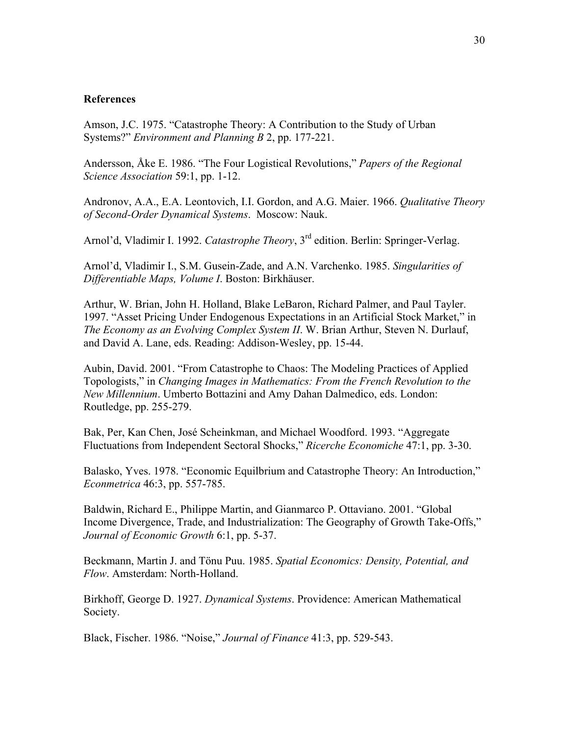**References**

Amson, J.C. 1975. "Catastrophe Theory: A Contribution to the Study of Urban Systems?" *Environment and Planning B* 2, pp. 177-221.

Andersson, Åke E. 1986. "The Four Logistical Revolutions," *Papers of the Regional Science Association* 59:1, pp. 1-12.

Andronov, A.A., E.A. Leontovich, I.I. Gordon, and A.G. Maier. 1966. *Qualitative Theory of Second-Order Dynamical Systems*. Moscow: Nauk.

Arnol'd, Vladimir I. 1992. *Catastrophe Theory*, 3rd edition. Berlin: Springer-Verlag.

Arnol'd, Vladimir I., S.M. Gusein-Zade, and A.N. Varchenko. 1985. *Singularities of Differentiable Maps, Volume I*. Boston: Birkhäuser.

Arthur, W. Brian, John H. Holland, Blake LeBaron, Richard Palmer, and Paul Tayler. 1997. "Asset Pricing Under Endogenous Expectations in an Artificial Stock Market," in *The Economy as an Evolving Complex System II*. W. Brian Arthur, Steven N. Durlauf, and David A. Lane, eds. Reading: Addison-Wesley, pp. 15-44.

Aubin, David. 2001. "From Catastrophe to Chaos: The Modeling Practices of Applied Topologists," in *Changing Images in Mathematics: From the French Revolution to the New Millennium*. Umberto Bottazini and Amy Dahan Dalmedico, eds. London: Routledge, pp. 255-279.

Bak, Per, Kan Chen, José Scheinkman, and Michael Woodford. 1993. "Aggregate Fluctuations from Independent Sectoral Shocks," *Ricerche Economiche* 47:1, pp. 3-30.

Balasko, Yves. 1978. "Economic Equilbrium and Catastrophe Theory: An Introduction," *Econmetrica* 46:3, pp. 557-785.

Baldwin, Richard E., Philippe Martin, and Gianmarco P. Ottaviano. 2001. "Global Income Divergence, Trade, and Industrialization: The Geography of Growth Take-Offs," *Journal of Economic Growth* 6:1, pp. 5-37.

Beckmann, Martin J. and Tönu Puu. 1985. *Spatial Economics: Density, Potential, and Flow*. Amsterdam: North-Holland.

Birkhoff, George D. 1927. *Dynamical Systems*. Providence: American Mathematical Society.

Black, Fischer. 1986. "Noise," *Journal of Finance* 41:3, pp. 529-543.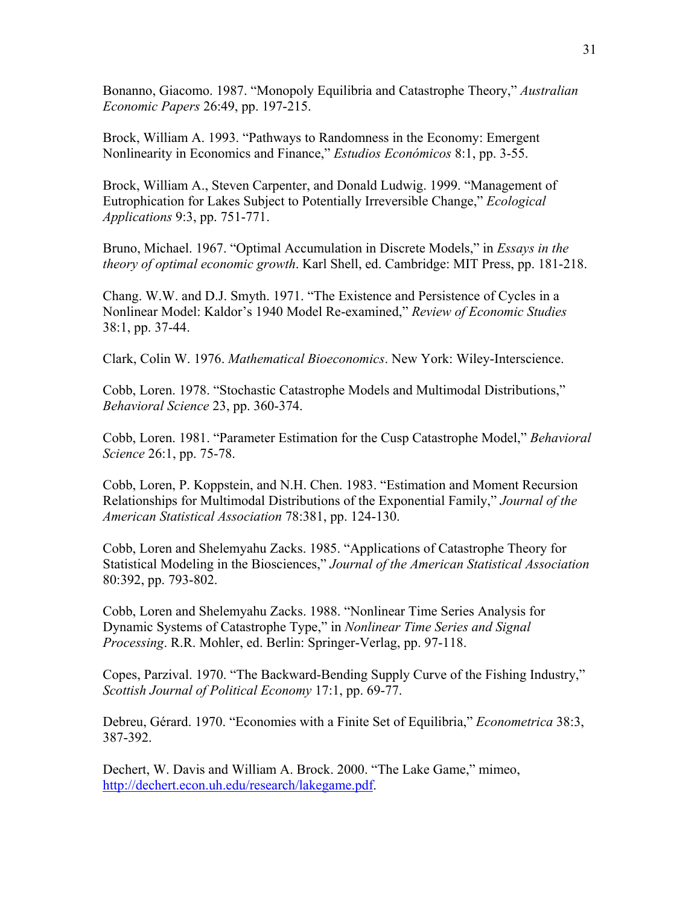Bonanno, Giacomo. 1987. "Monopoly Equilibria and Catastrophe Theory," *Australian Economic Papers* 26:49, pp. 197-215.

Brock, William A. 1993. "Pathways to Randomness in the Economy: Emergent Nonlinearity in Economics and Finance," *Estudios Económicos* 8:1, pp. 3-55.

Brock, William A., Steven Carpenter, and Donald Ludwig. 1999. "Management of Eutrophication for Lakes Subject to Potentially Irreversible Change," *Ecological Applications* 9:3, pp. 751-771.

Bruno, Michael. 1967. "Optimal Accumulation in Discrete Models," in *Essays in the theory of optimal economic growth*. Karl Shell, ed. Cambridge: MIT Press, pp. 181-218.

Chang. W.W. and D.J. Smyth. 1971. "The Existence and Persistence of Cycles in a Nonlinear Model: Kaldor's 1940 Model Re-examined," *Review of Economic Studies* 38:1, pp. 37-44.

Clark, Colin W. 1976. *Mathematical Bioeconomics*. New York: Wiley-Interscience.

Cobb, Loren. 1978. "Stochastic Catastrophe Models and Multimodal Distributions," *Behavioral Science* 23, pp. 360-374.

Cobb, Loren. 1981. "Parameter Estimation for the Cusp Catastrophe Model," *Behavioral Science* 26:1, pp. 75-78.

Cobb, Loren, P. Koppstein, and N.H. Chen. 1983. "Estimation and Moment Recursion Relationships for Multimodal Distributions of the Exponential Family," *Journal of the American Statistical Association* 78:381, pp. 124-130.

Cobb, Loren and Shelemyahu Zacks. 1985. "Applications of Catastrophe Theory for Statistical Modeling in the Biosciences," *Journal of the American Statistical Association* 80:392, pp. 793-802.

Cobb, Loren and Shelemyahu Zacks. 1988. "Nonlinear Time Series Analysis for Dynamic Systems of Catastrophe Type," in *Nonlinear Time Series and Signal Processing*. R.R. Mohler, ed. Berlin: Springer-Verlag, pp. 97-118.

Copes, Parzival. 1970. "The Backward-Bending Supply Curve of the Fishing Industry," *Scottish Journal of Political Economy* 17:1, pp. 69-77.

Debreu, Gérard. 1970. "Economies with a Finite Set of Equilibria," *Econometrica* 38:3, 387-392.

Dechert, W. Davis and William A. Brock. 2000. "The Lake Game," mimeo, http://dechert.econ.uh.edu/research/lakegame.pdf.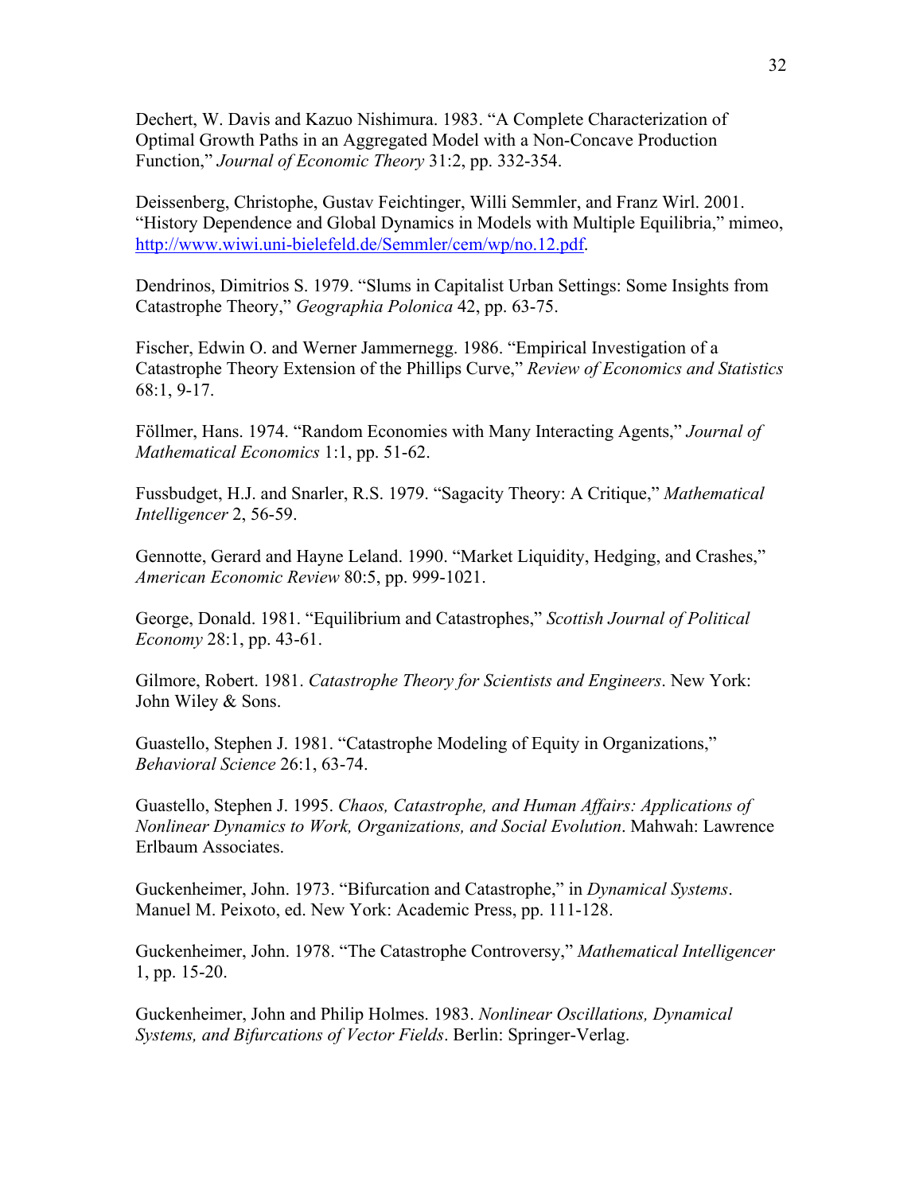Dechert, W. Davis and Kazuo Nishimura. 1983. "A Complete Characterization of Optimal Growth Paths in an Aggregated Model with a Non-Concave Production Function," *Journal of Economic Theory* 31:2, pp. 332-354.

Deissenberg, Christophe, Gustav Feichtinger, Willi Semmler, and Franz Wirl. 2001. "History Dependence and Global Dynamics in Models with Multiple Equilibria," mimeo, http://www.wiwi.uni-bielefeld.de/Semmler/cem/wp/no.12.pdf.

Dendrinos, Dimitrios S. 1979. "Slums in Capitalist Urban Settings: Some Insights from Catastrophe Theory," *Geographia Polonica* 42, pp. 63-75.

Fischer, Edwin O. and Werner Jammernegg. 1986. "Empirical Investigation of a Catastrophe Theory Extension of the Phillips Curve," *Review of Economics and Statistics* 68:1, 9-17.

Föllmer, Hans. 1974. "Random Economies with Many Interacting Agents," *Journal of Mathematical Economics* 1:1, pp. 51-62.

Fussbudget, H.J. and Snarler, R.S. 1979. "Sagacity Theory: A Critique," *Mathematical Intelligencer* 2, 56-59.

Gennotte, Gerard and Hayne Leland. 1990. "Market Liquidity, Hedging, and Crashes," *American Economic Review* 80:5, pp. 999-1021.

George, Donald. 1981. "Equilibrium and Catastrophes," *Scottish Journal of Political Economy* 28:1, pp. 43-61.

Gilmore, Robert. 1981. *Catastrophe Theory for Scientists and Engineers*. New York: John Wiley & Sons.

Guastello, Stephen J. 1981. "Catastrophe Modeling of Equity in Organizations," *Behavioral Science* 26:1, 63-74.

Guastello, Stephen J. 1995. *Chaos, Catastrophe, and Human Affairs: Applications of Nonlinear Dynamics to Work, Organizations, and Social Evolution*. Mahwah: Lawrence Erlbaum Associates.

Guckenheimer, John. 1973. "Bifurcation and Catastrophe," in *Dynamical Systems*. Manuel M. Peixoto, ed. New York: Academic Press, pp. 111-128.

Guckenheimer, John. 1978. "The Catastrophe Controversy," *Mathematical Intelligencer* 1, pp. 15-20.

Guckenheimer, John and Philip Holmes. 1983. *Nonlinear Oscillations, Dynamical Systems, and Bifurcations of Vector Fields*. Berlin: Springer-Verlag.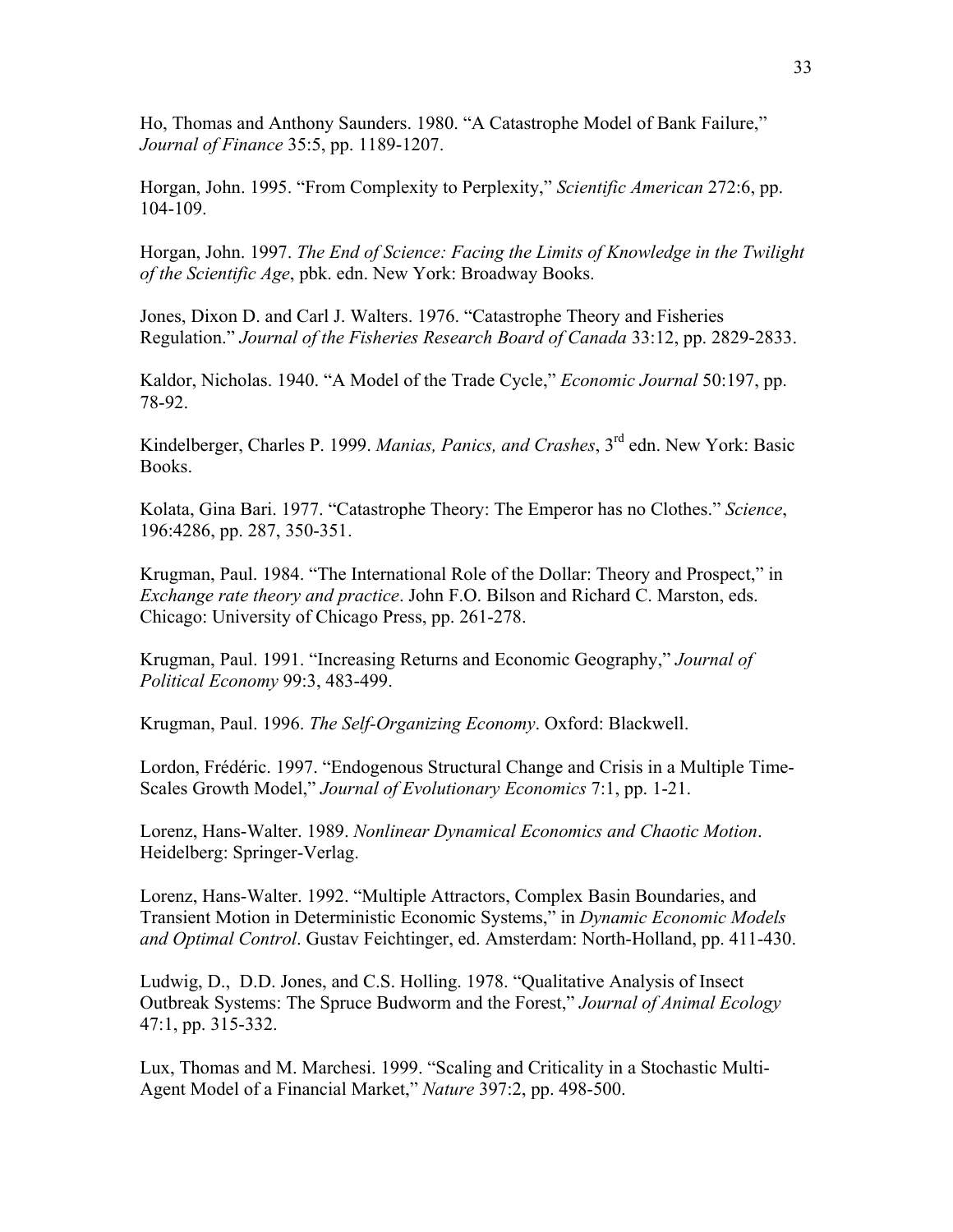Ho, Thomas and Anthony Saunders. 1980. "A Catastrophe Model of Bank Failure," *Journal of Finance* 35:5, pp. 1189-1207.

Horgan, John. 1995. "From Complexity to Perplexity," *Scientific American* 272:6, pp. 104-109.

Horgan, John. 1997. *The End of Science: Facing the Limits of Knowledge in the Twilight of the Scientific Age*, pbk. edn. New York: Broadway Books.

Jones, Dixon D. and Carl J. Walters. 1976. "Catastrophe Theory and Fisheries Regulation." *Journal of the Fisheries Research Board of Canada* 33:12, pp. 2829-2833.

Kaldor, Nicholas. 1940. "A Model of the Trade Cycle," *Economic Journal* 50:197, pp. 78-92.

Kindelberger, Charles P. 1999. *Manias, Panics, and Crashes*, 3rd edn. New York: Basic Books.

Kolata, Gina Bari. 1977. "Catastrophe Theory: The Emperor has no Clothes." *Science*, 196:4286, pp. 287, 350-351.

Krugman, Paul. 1984. "The International Role of the Dollar: Theory and Prospect," in *Exchange rate theory and practice*. John F.O. Bilson and Richard C. Marston, eds. Chicago: University of Chicago Press, pp. 261-278.

Krugman, Paul. 1991. "Increasing Returns and Economic Geography," *Journal of Political Economy* 99:3, 483-499.

Krugman, Paul. 1996. *The Self-Organizing Economy*. Oxford: Blackwell.

Lordon, Frédéric. 1997. "Endogenous Structural Change and Crisis in a Multiple Time-Scales Growth Model," *Journal of Evolutionary Economics* 7:1, pp. 1-21.

Lorenz, Hans-Walter. 1989. *Nonlinear Dynamical Economics and Chaotic Motion*. Heidelberg: Springer-Verlag.

Lorenz, Hans-Walter. 1992. "Multiple Attractors, Complex Basin Boundaries, and Transient Motion in Deterministic Economic Systems," in *Dynamic Economic Models and Optimal Control*. Gustav Feichtinger, ed. Amsterdam: North-Holland, pp. 411-430.

Ludwig, D., D.D. Jones, and C.S. Holling. 1978. "Qualitative Analysis of Insect Outbreak Systems: The Spruce Budworm and the Forest," *Journal of Animal Ecology* 47:1, pp. 315-332.

Lux, Thomas and M. Marchesi. 1999. "Scaling and Criticality in a Stochastic Multi-Agent Model of a Financial Market," *Nature* 397:2, pp. 498-500.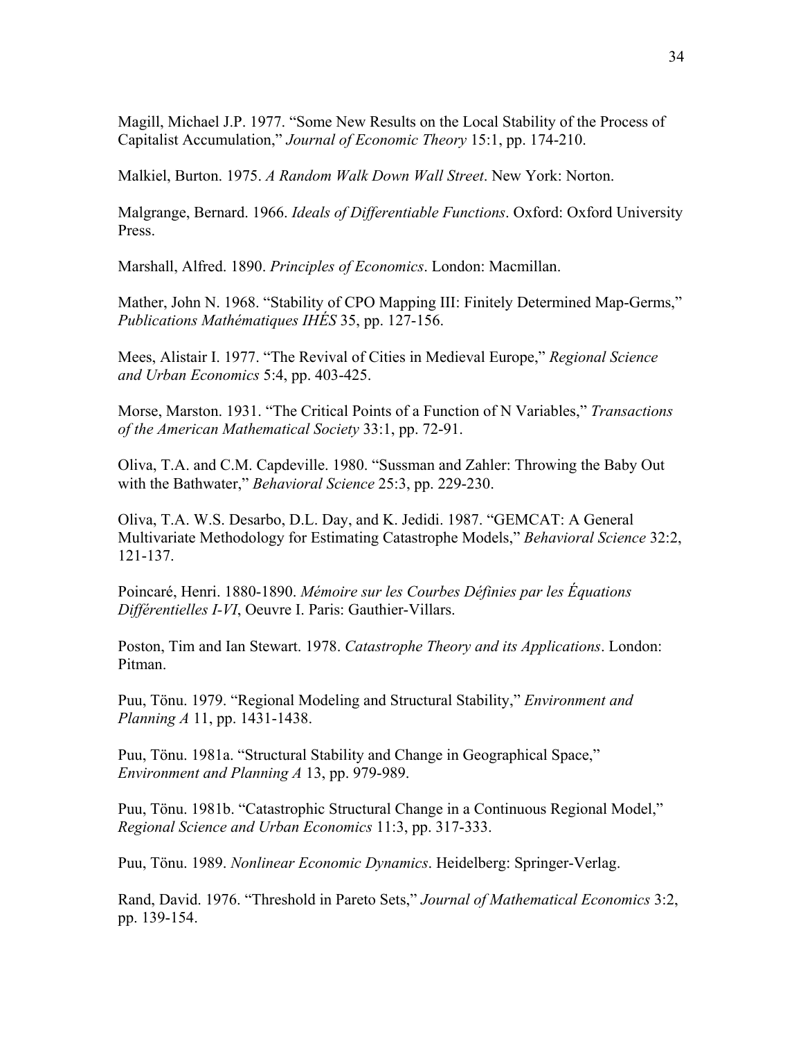Magill, Michael J.P. 1977. “Some New Results on the Local Stability of the Process of Capitalist Accumulation,” *Journal of Economic Theory* 15:1, pp. 174-210.

Malkiel, Burton. 1975. *A Random Walk Down Wall Street*. New York: Norton.

Malgrange, Bernard. 1966. *Ideals of Differentiable Functions*. Oxford: Oxford University Press.

Marshall, Alfred. 1890. *Principles of Economics*. London: Macmillan.

Mather, John N. 1968. “Stability of CPO Mapping III: Finitely Determined Map-Germs,” *Publications Mathématiques IHÉS* 35, pp. 127-156.

Mees, Alistair I. 1977. “The Revival of Cities in Medieval Europe,” *Regional Science and Urban Economics* 5:4, pp. 403-425.

Morse, Marston. 1931. “The Critical Points of a Function of N Variables,” *Transactions of the American Mathematical Society* 33:1, pp. 72-91.

Oliva, T.A. and C.M. Capdeville. 1980. “Sussman and Zahler: Throwing the Baby Out with the Bathwater,” *Behavioral Science* 25:3, pp. 229-230.

Oliva, T.A. W.S. Desarbo, D.L. Day, and K. Jedidi. 1987. “GEMCAT: A General Multivariate Methodology for Estimating Catastrophe Models,” *Behavioral Science* 32:2, 121-137.

Poincaré, Henri. 1880-1890. *Mémoire sur les Courbes Définies par les Équations Différentielles I-VI*, Oeuvre I. Paris: Gauthier-Villars.

Poston, Tim and Ian Stewart. 1978. *Catastrophe Theory and its Applications*. London: Pitman.

Puu, Tönu. 1979. “Regional Modeling and Structural Stability,” *Environment and Planning A* 11, pp. 1431-1438.

Puu, Tönu. 1981a. “Structural Stability and Change in Geographical Space,” *Environment and Planning A* 13, pp. 979-989.

Puu, Tönu. 1981b. “Catastrophic Structural Change in a Continuous Regional Model,” *Regional Science and Urban Economics* 11:3, pp. 317-333.

Puu, Tönu. 1989. *Nonlinear Economic Dynamics*. Heidelberg: Springer-Verlag.

Rand, David. 1976. “Threshold in Pareto Sets,” *Journal of Mathematical Economics* 3:2, pp. 139-154.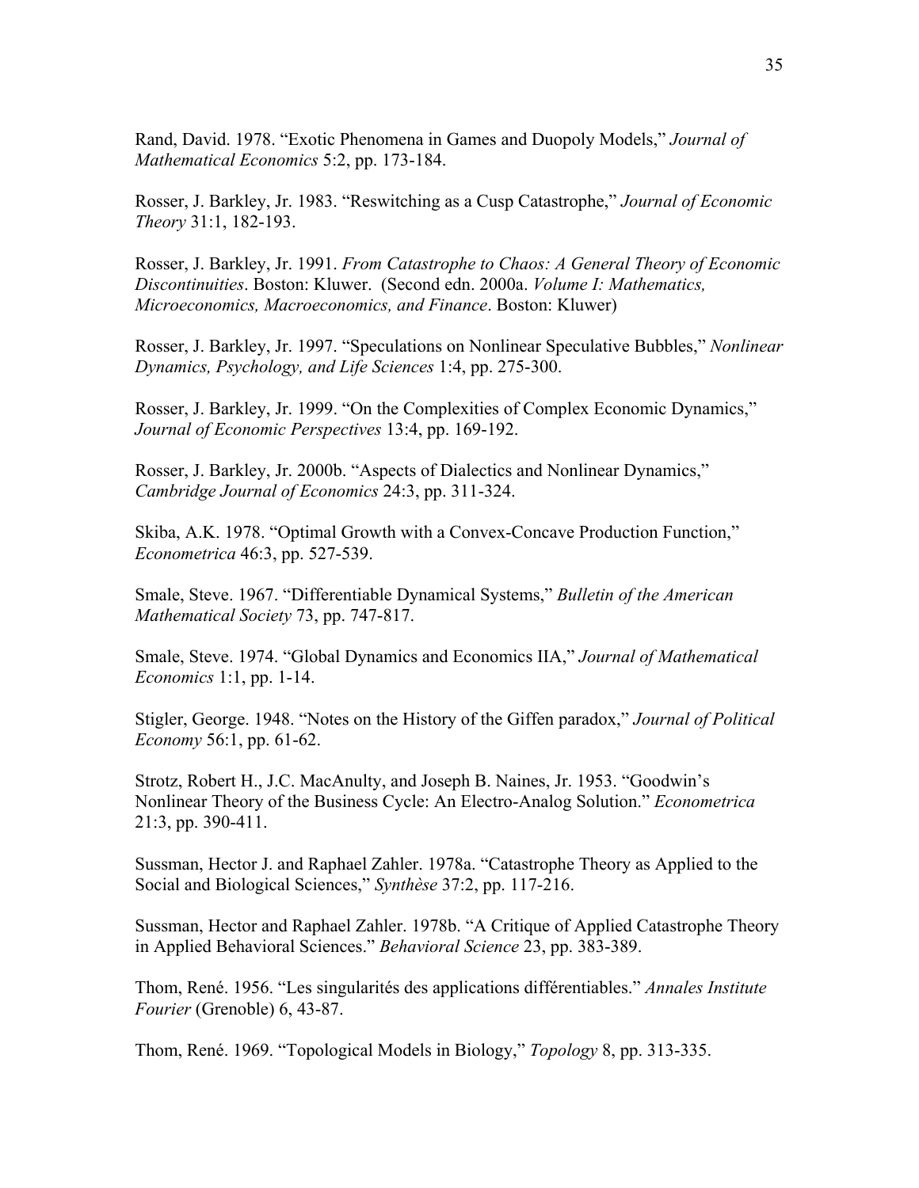Rand, David. 1978. "Exotic Phenomena in Games and Duopoly Models," *Journal of Mathematical Economics* 5:2, pp. 173-184.

Rosser, J. Barkley, Jr. 1983. "Reswitching as a Cusp Catastrophe," *Journal of Economic Theory* 31:1, 182-193.

Rosser, J. Barkley, Jr. 1991. *From Catastrophe to Chaos: A General Theory of Economic Discontinuities*. Boston: Kluwer. (Second edn. 2000a. *Volume I: Mathematics, Microeconomics, Macroeconomics, and Finance*. Boston: Kluwer)

Rosser, J. Barkley, Jr. 1997. "Speculations on Nonlinear Speculative Bubbles," *Nonlinear Dynamics, Psychology, and Life Sciences* 1:4, pp. 275-300.

Rosser, J. Barkley, Jr. 1999. "On the Complexities of Complex Economic Dynamics," *Journal of Economic Perspectives* 13:4, pp. 169-192.

Rosser, J. Barkley, Jr. 2000b. "Aspects of Dialectics and Nonlinear Dynamics," *Cambridge Journal of Economics* 24:3, pp. 311-324.

Skiba, A.K. 1978. "Optimal Growth with a Convex-Concave Production Function," *Econometrica* 46:3, pp. 527-539.

Smale, Steve. 1967. "Differentiable Dynamical Systems," *Bulletin of the American Mathematical Society* 73, pp. 747-817.

Smale, Steve. 1974. "Global Dynamics and Economics IIA," *Journal of Mathematical Economics* 1:1, pp. 1-14.

Stigler, George. 1948. "Notes on the History of the Giffen paradox," *Journal of Political Economy* 56:1, pp. 61-62.

Strotz, Robert H., J.C. MacAnulty, and Joseph B. Naines, Jr. 1953. "Goodwin's Nonlinear Theory of the Business Cycle: An Electro-Analog Solution." *Econometrica* 21:3, pp. 390-411.

Sussman, Hector J. and Raphael Zahler. 1978a. "Catastrophe Theory as Applied to the Social and Biological Sciences," *Synthèse* 37:2, pp. 117-216.

Sussman, Hector and Raphael Zahler. 1978b. "A Critique of Applied Catastrophe Theory in Applied Behavioral Sciences." *Behavioral Science* 23, pp. 383-389.

Thom, René. 1956. "Les singularités des applications différentiables." *Annales Institute Fourier* (Grenoble) 6, 43-87.

Thom, René. 1969. "Topological Models in Biology," *Topology* 8, pp. 313-335.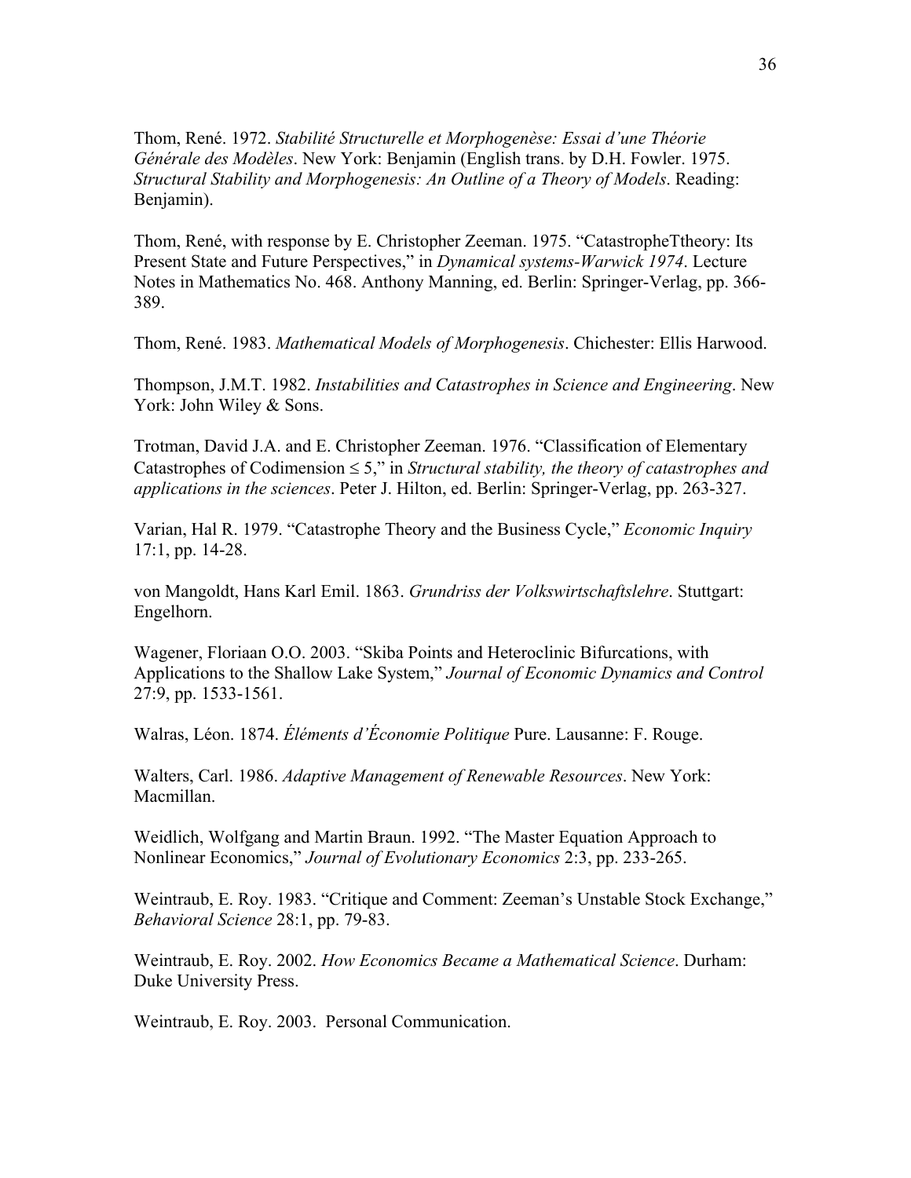Thom, René. 1972. *Stabilité Structurelle et Morphogenèse: Essai d'une Théorie Générale des Modèles*. New York: Benjamin (English trans. by D.H. Fowler. 1975. *Structural Stability and Morphogenesis: An Outline of a Theory of Models*. Reading: Benjamin).

Thom, René, with response by E. Christopher Zeeman. 1975. "CatastropheTtheory: Its Present State and Future Perspectives," in *Dynamical systems-Warwick 1974*. Lecture Notes in Mathematics No. 468. Anthony Manning, ed. Berlin: Springer-Verlag, pp. 366-389.

Thom, René. 1983. *Mathematical Models of Morphogenesis*. Chichester: Ellis Harwood.

Thompson, J.M.T. 1982. *Instabilities and Catastrophes in Science and Engineering*. New York: John Wiley & Sons.

Trotman, David J.A. and E. Christopher Zeeman. 1976. "Classification of Elementary Catastrophes of Codimension $\leq 5$," in *Structural stability, the theory of catastrophes and applications in the sciences*. Peter J. Hilton, ed. Berlin: Springer-Verlag, pp. 263-327.

Varian, Hal R. 1979. "Catastrophe Theory and the Business Cycle," *Economic Inquiry* 17:1, pp. 14-28.

von Mangoldt, Hans Karl Emil. 1863. *Grundriss der Volkswirtschaftslehre*. Stuttgart: Engelhorn.

Wagener, Floriaan O.O. 2003. "Skiba Points and Heteroclinic Bifurcations, with Applications to the Shallow Lake System," *Journal of Economic Dynamics and Control* 27:9, pp. 1533-1561.

Walras, Léon. 1874. *Éléments d'Économie Politique* Pure. Lausanne: F. Rouge.

Walters, Carl. 1986. *Adaptive Management of Renewable Resources*. New York: Macmillan.

Weidlich, Wolfgang and Martin Braun. 1992. "The Master Equation Approach to Nonlinear Economics," *Journal of Evolutionary Economics* 2:3, pp. 233-265.

Weintraub, E. Roy. 1983. "Critique and Comment: Zeeman's Unstable Stock Exchange," *Behavioral Science* 28:1, pp. 79-83.

Weintraub, E. Roy. 2002. *How Economics Became a Mathematical Science*. Durham: Duke University Press.

Weintraub, E. Roy. 2003. Personal Communication.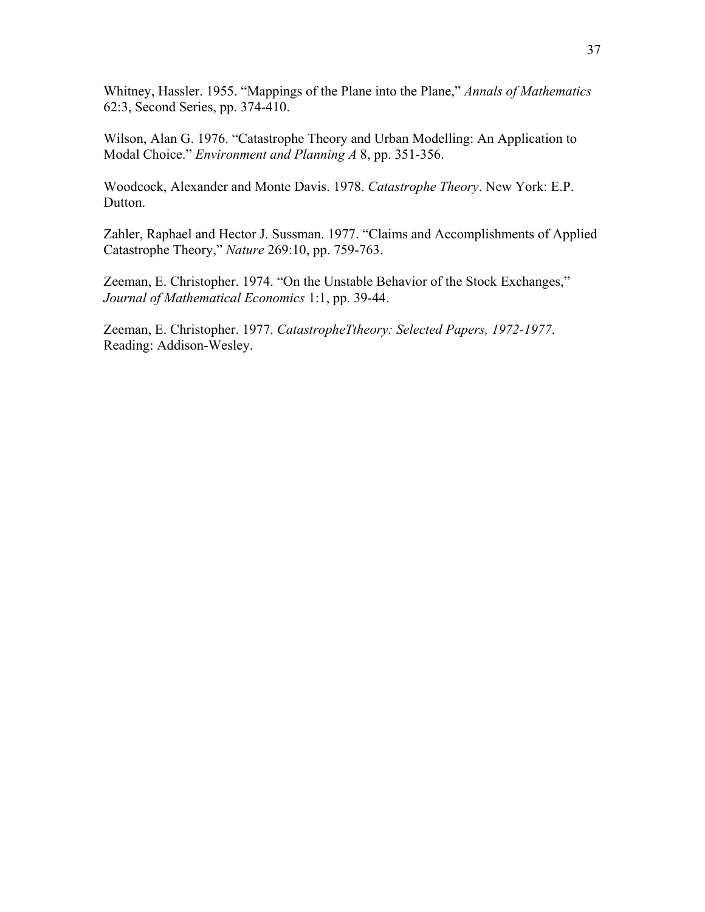Whitney, Hassler. 1955. “Mappings of the Plane into the Plane,” *Annals of Mathematics* 62:3, Second Series, pp. 374-410.

Wilson, Alan G. 1976. “Catastrophe Theory and Urban Modelling: An Application to Modal Choice.” *Environment and Planning A* 8, pp. 351-356.

Woodcock, Alexander and Monte Davis. 1978. *Catastrophe Theory*. New York: E.P. Dutton.

Zahler, Raphael and Hector J. Sussman. 1977. “Claims and Accomplishments of Applied Catastrophe Theory,” *Nature* 269:10, pp. 759-763.

Zeeman, E. Christopher. 1974. “On the Unstable Behavior of the Stock Exchanges,” *Journal of Mathematical Economics* 1:1, pp. 39-44.

Zeeman, E. Christopher. 1977. *CatastropheTtheory: Selected Papers, 1972-1977*. Reading: Addison-Wesley.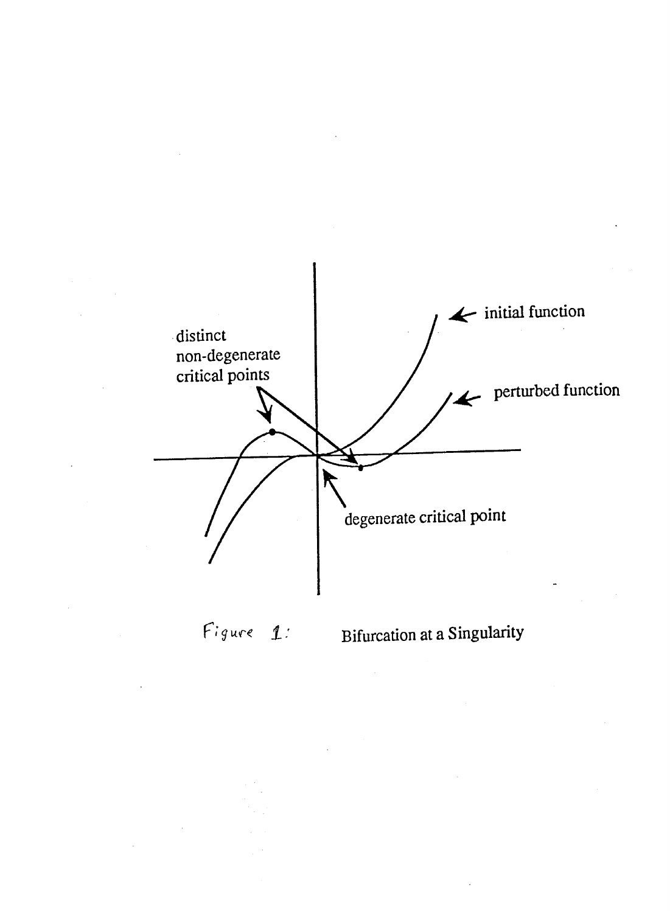Figure 1: Bifurcation at a Singularity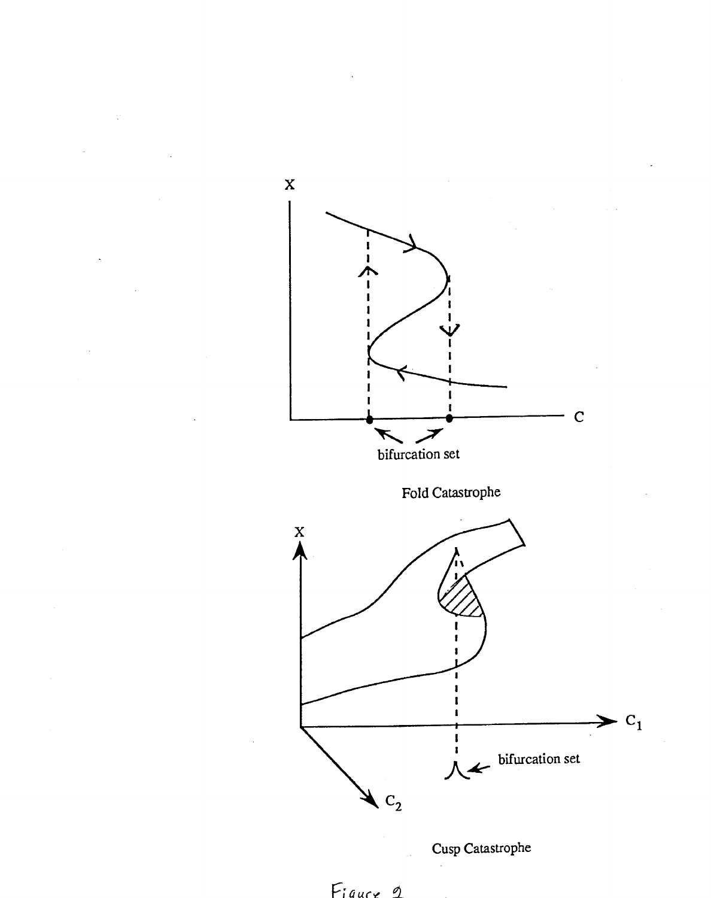Fold Catastrophe

Cusp Catastrophe

Figure 2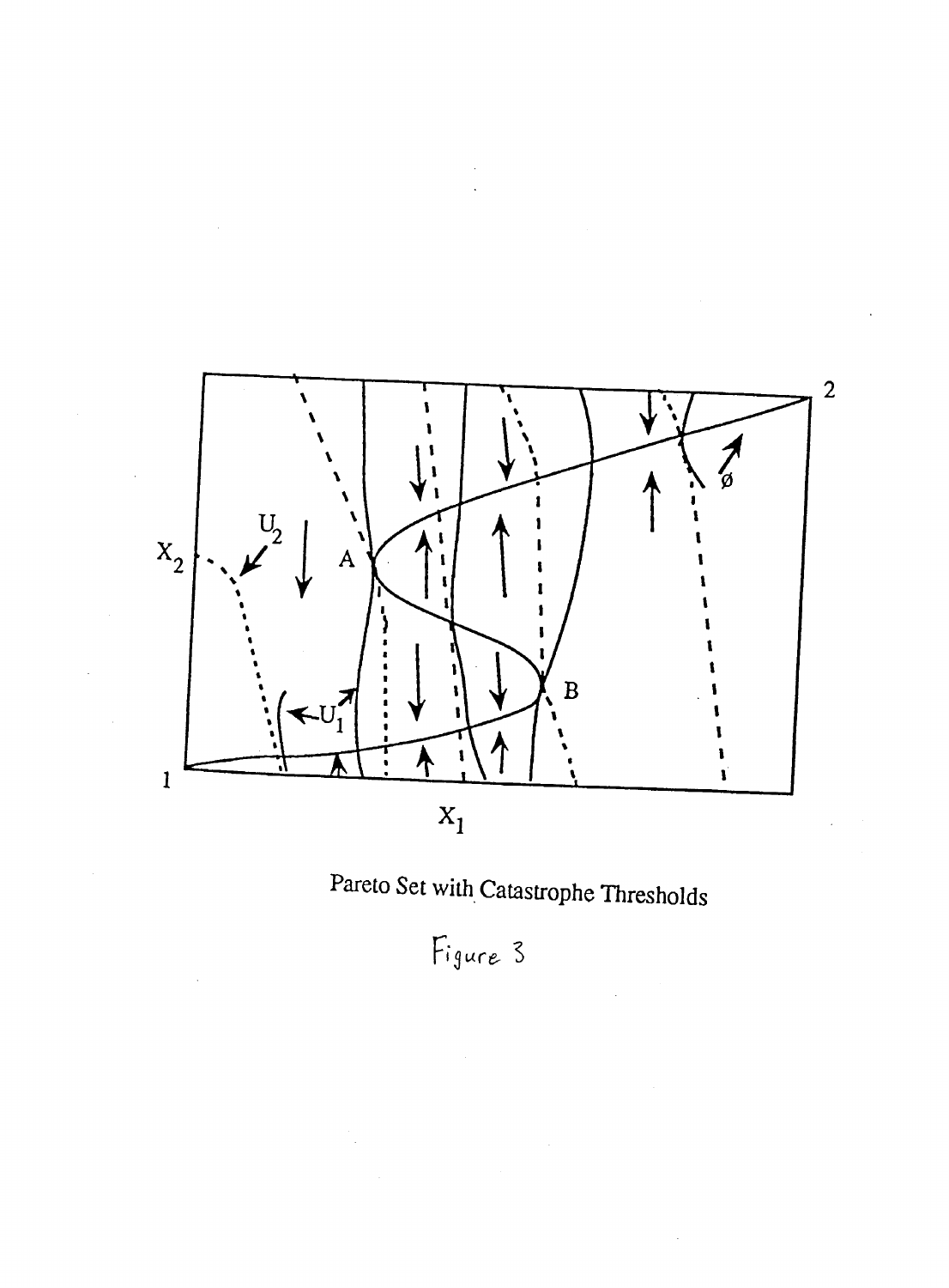Pareto Set with Catastrophe Thresholds

Figure 3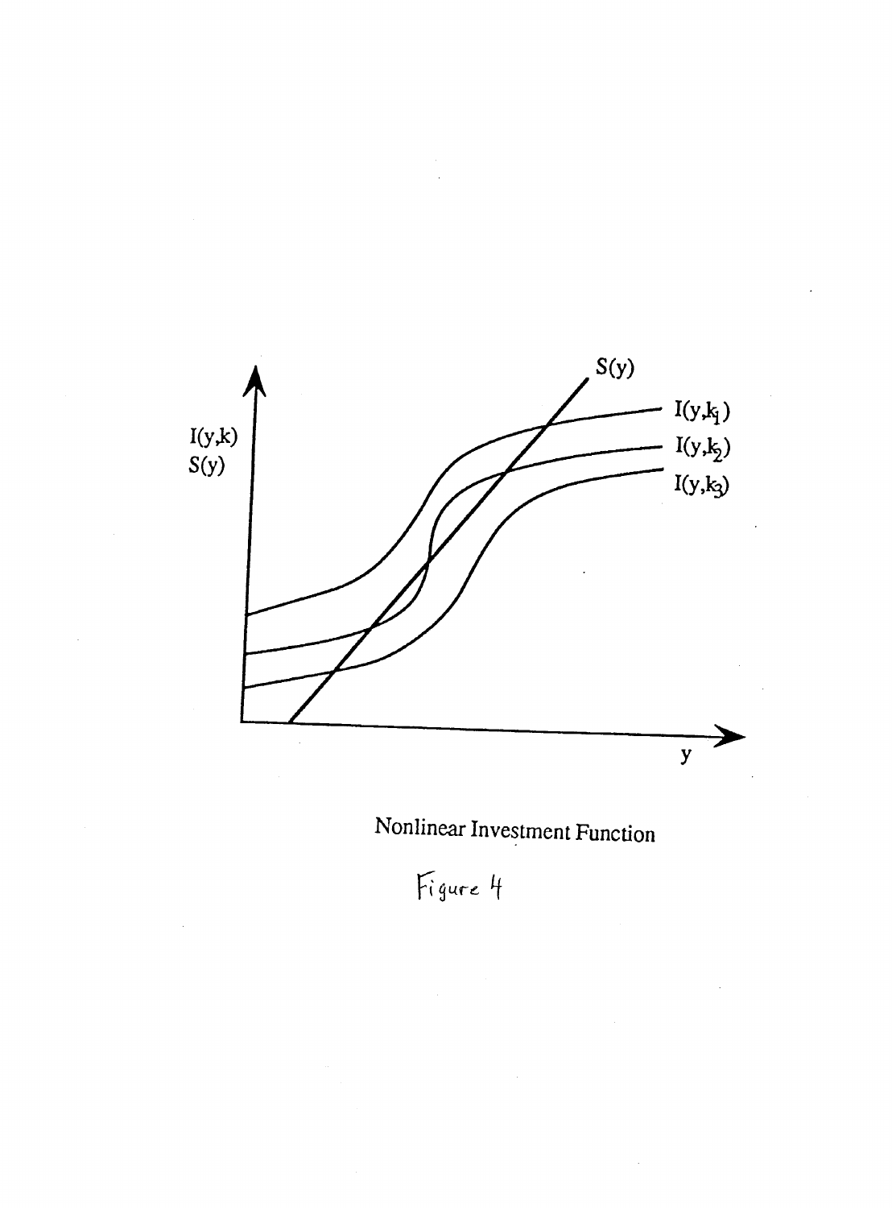Nonlinear Investment Function

Figure 4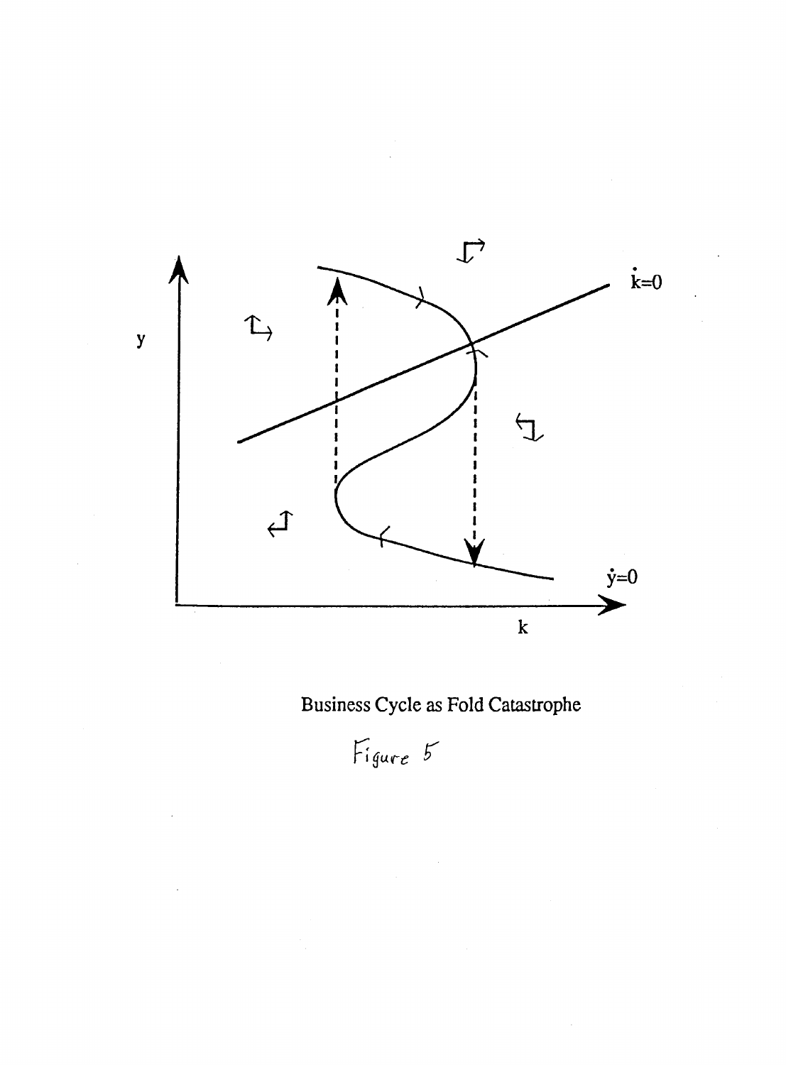Business Cycle as Fold Catastrophe

Figure 5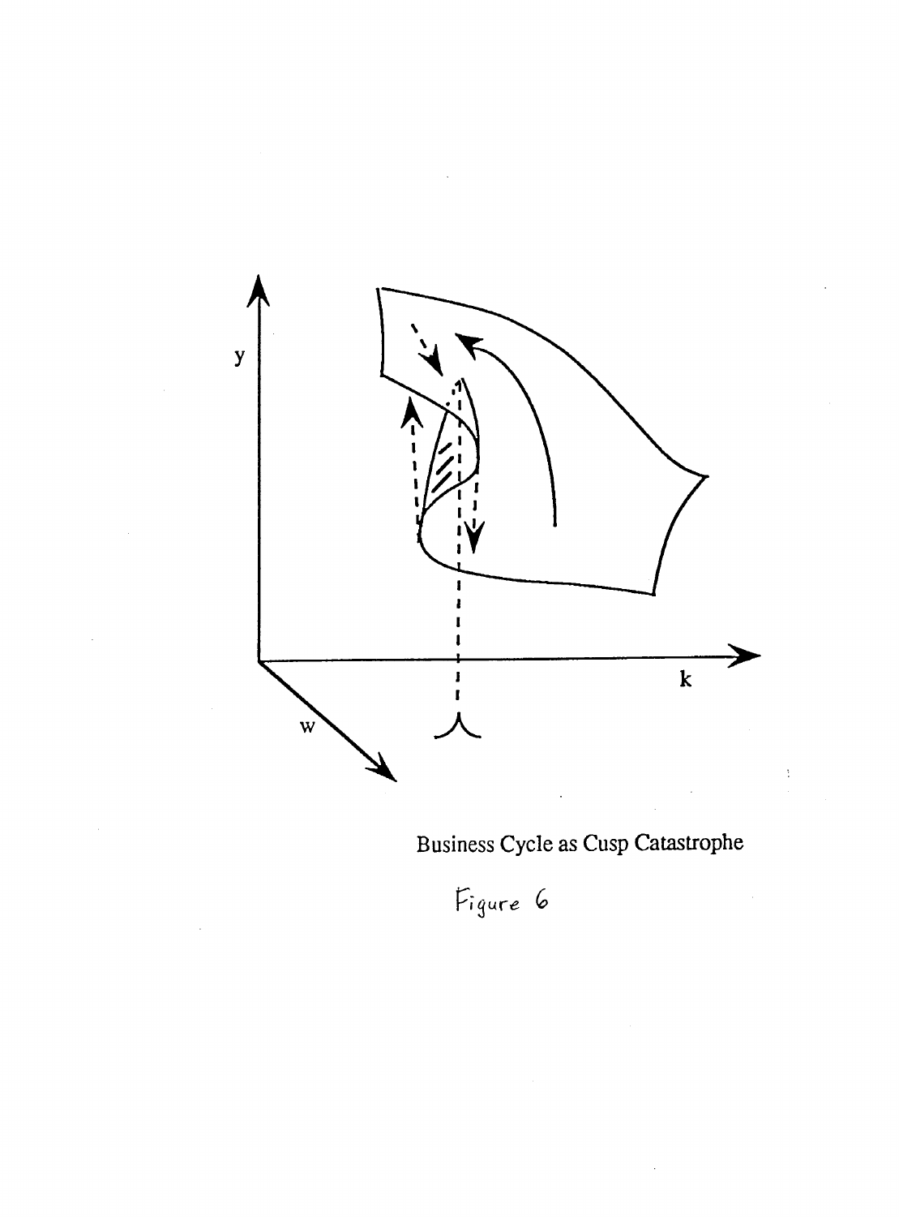Business Cycle as Cusp Catastrophe

Figure 6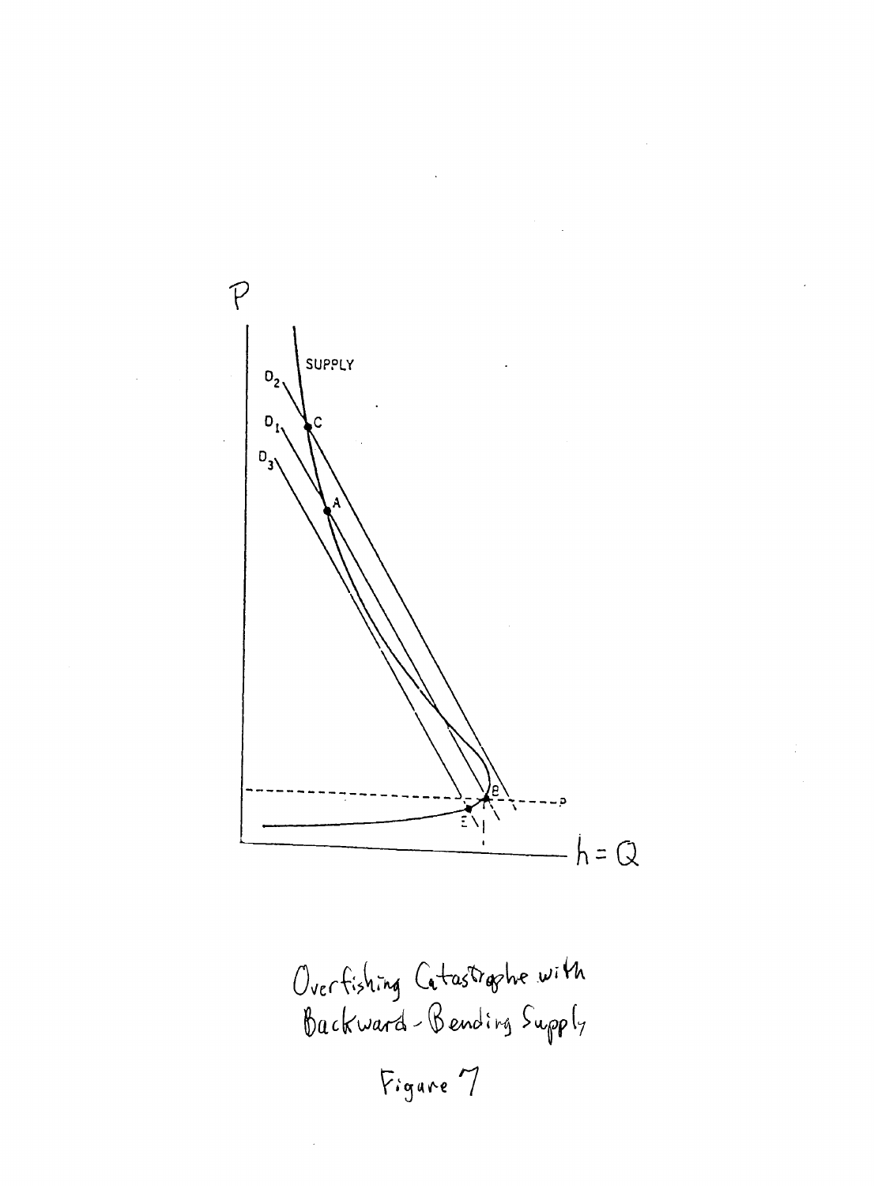Overfishing Catastrophe with Backward-Bending Supply

Figure 7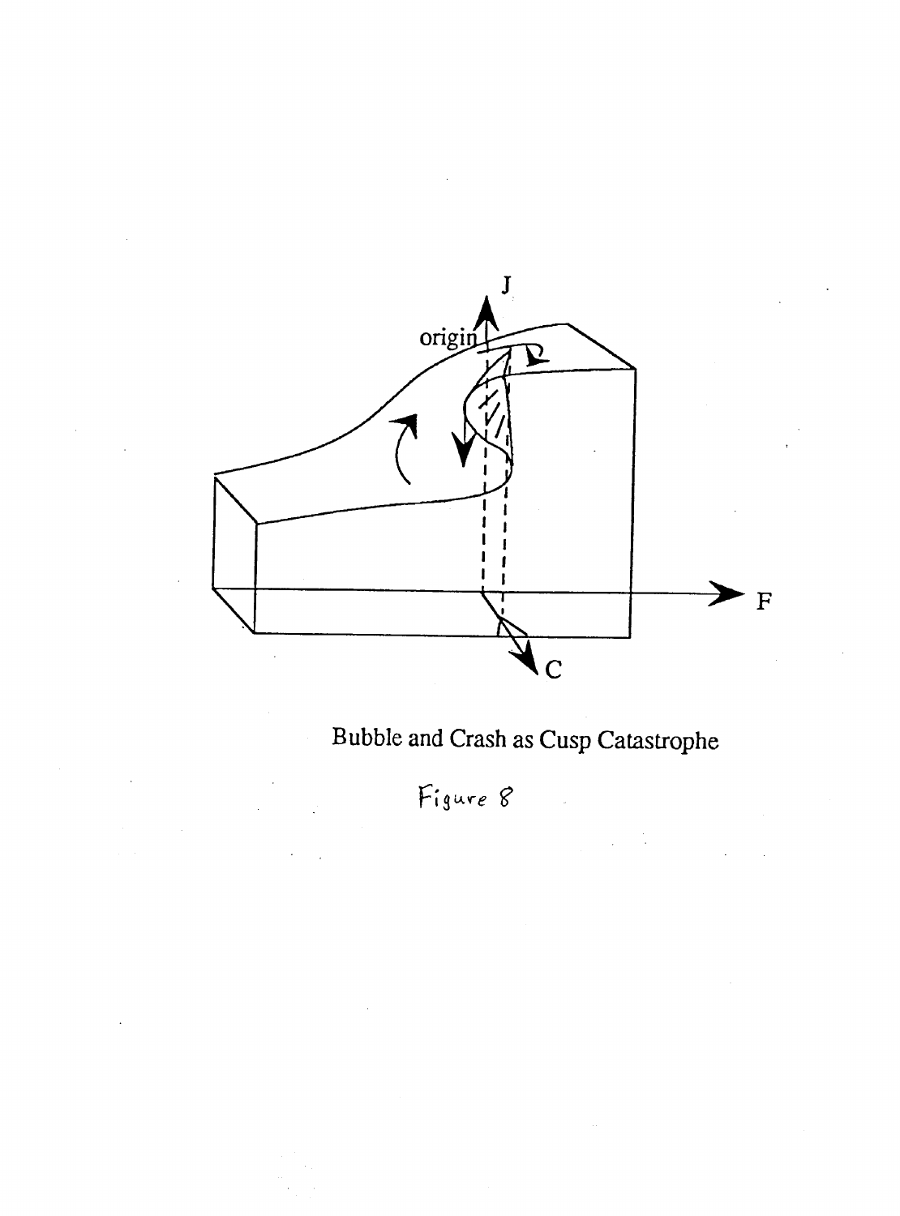J

origin

F

C

Bubble and Crash as Cusp Catastrophe

Figure 8